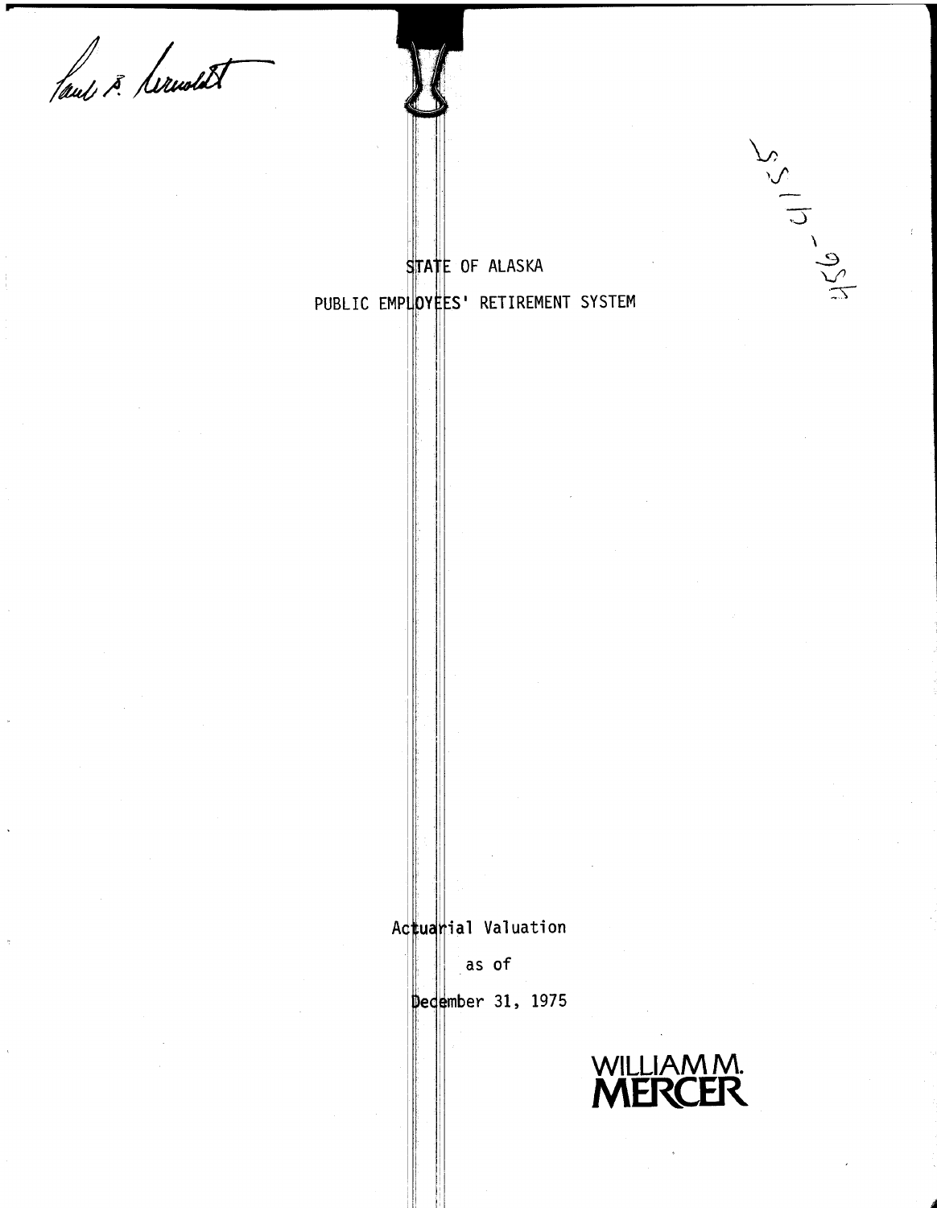# STATE OF ALASKA

## PUBLIC EMPLOYEES' RETIREMENT SYSTEM

Actuarial Valuation

as of

December 31, 1975

**WILLIAM M. MERCER**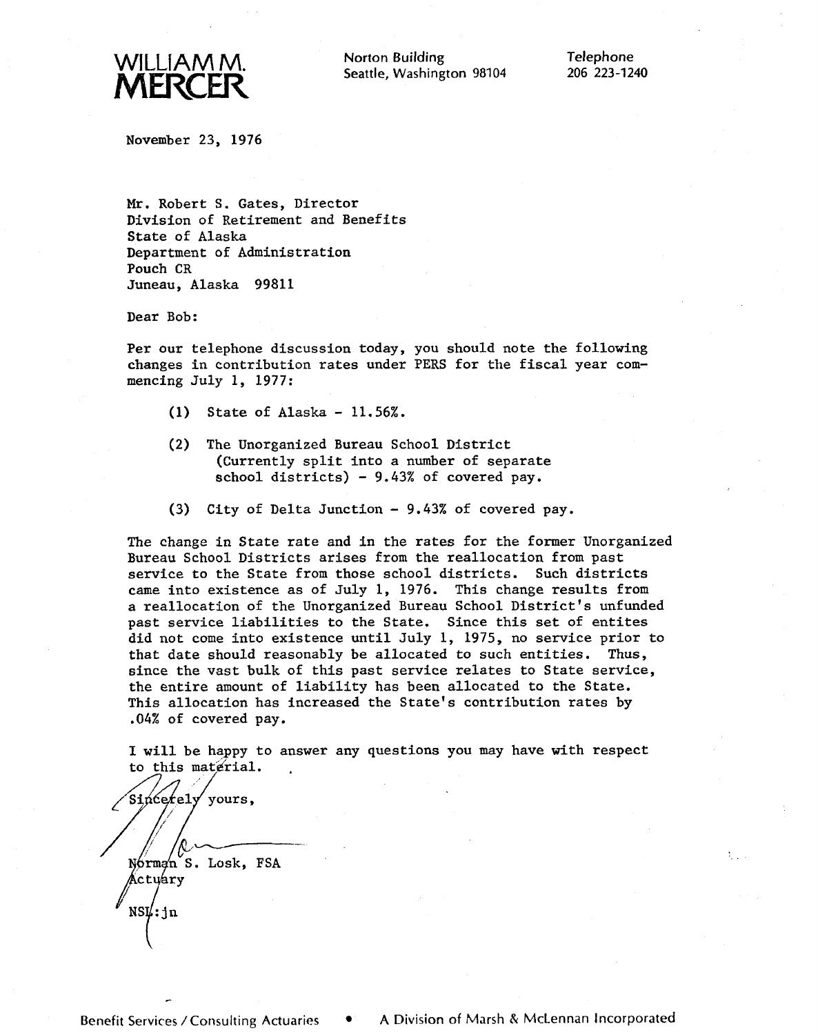**WILLIAM M. MERCER**

Norton Building
Seattle, Washington 98104

Telephone
206 223-1240

November 23, 1976

Mr. Robert S. Gates, Director
Division of Retirement and Benefits
State of Alaska
Department of Administration
Pouch CR
Juneau, Alaska 99811

Dear Bob:

Per our telephone discussion today, you should note the following changes in contribution rates under PERS for the fiscal year commencing July 1, 1977:

(1) State of Alaska - 11.56%.

(2) The Unorganized Bureau School District (Currently split into a number of separate school districts) - 9.43% of covered pay.

(3) City of Delta Junction - 9.43% of covered pay.

The change in State rate and in the rates for the former Unorganized Bureau School Districts arises from the reallocation from past service to the State from those school districts. Such districts came into existence as of July 1, 1976. This change results from a reallocation of the Unorganized Bureau School District's unfunded past service liabilities to the State. Since this set of entites did not come into existence until July 1, 1975, no service prior to that date should reasonably be allocated to such entities. Thus, since the vast bulk of this past service relates to State service, the entire amount of liability has been allocated to the State. This allocation has increased the State's contribution rates by .04% of covered pay.

I will be happy to answer any questions you may have with respect to this material.

Sincerely yours,

Norman S. Losk, FSA
Actuary

NSL:jn

Benefit Services / Consulting Actuaries • A Division of Marsh & McLennan Incorporated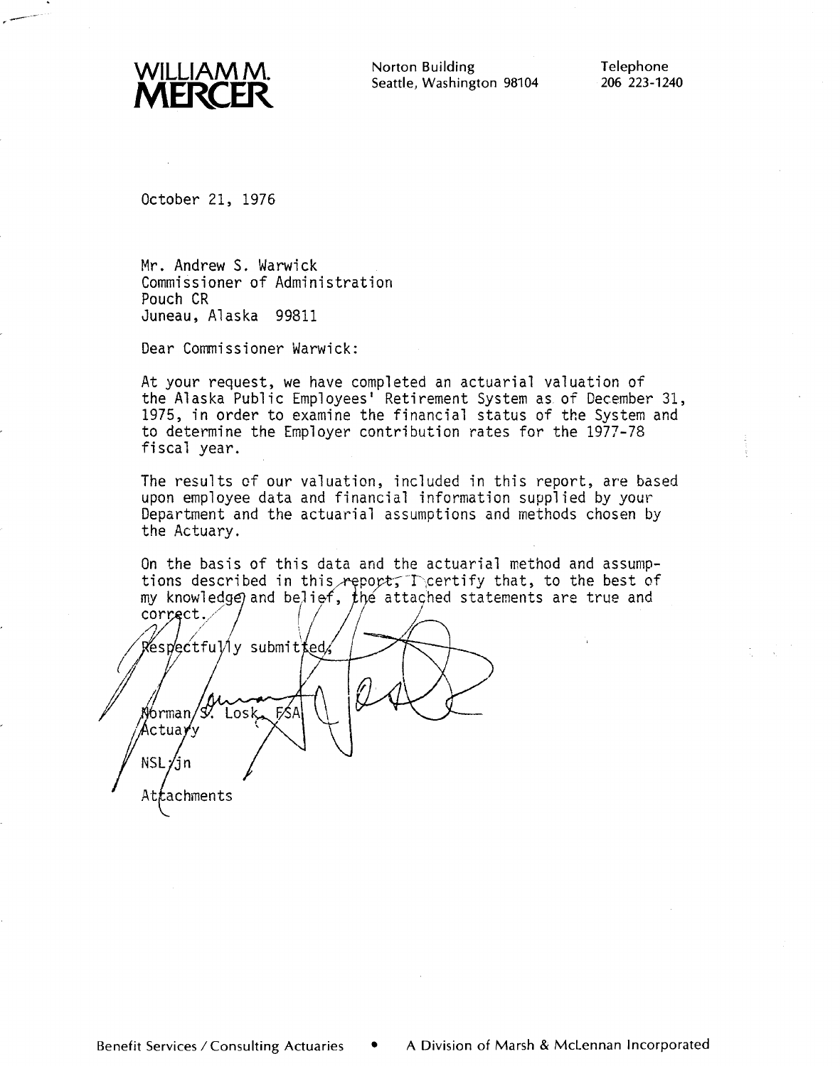**WILLIAM M. MERCER**

Norton Building
Seattle, Washington 98104

Telephone
206 223-1240

October 21, 1976

Mr. Andrew S. Warwick
Commissioner of Administration
Pouch CR
Juneau, Alaska 99811

Dear Commissioner Warwick:

At your request, we have completed an actuarial valuation of the Alaska Public Employees' Retirement System as of December 31, 1975, in order to examine the financial status of the System and to determine the Employer contribution rates for the 1977-78 fiscal year.

The results of our valuation, included in this report, are based upon employee data and financial information supplied by your Department and the actuarial assumptions and methods chosen by the Actuary.

On the basis of this data and the actuarial method and assumptions described in this report, I certify that, to the best of my knowledge and belief, the attached statements are true and correct.

Respectfully submitted,

Norman S. Losk, FSA
Actuary

NSL:jn

Attachments

Benefit Services / Consulting Actuaries • A Division of Marsh & McLennan Incorporated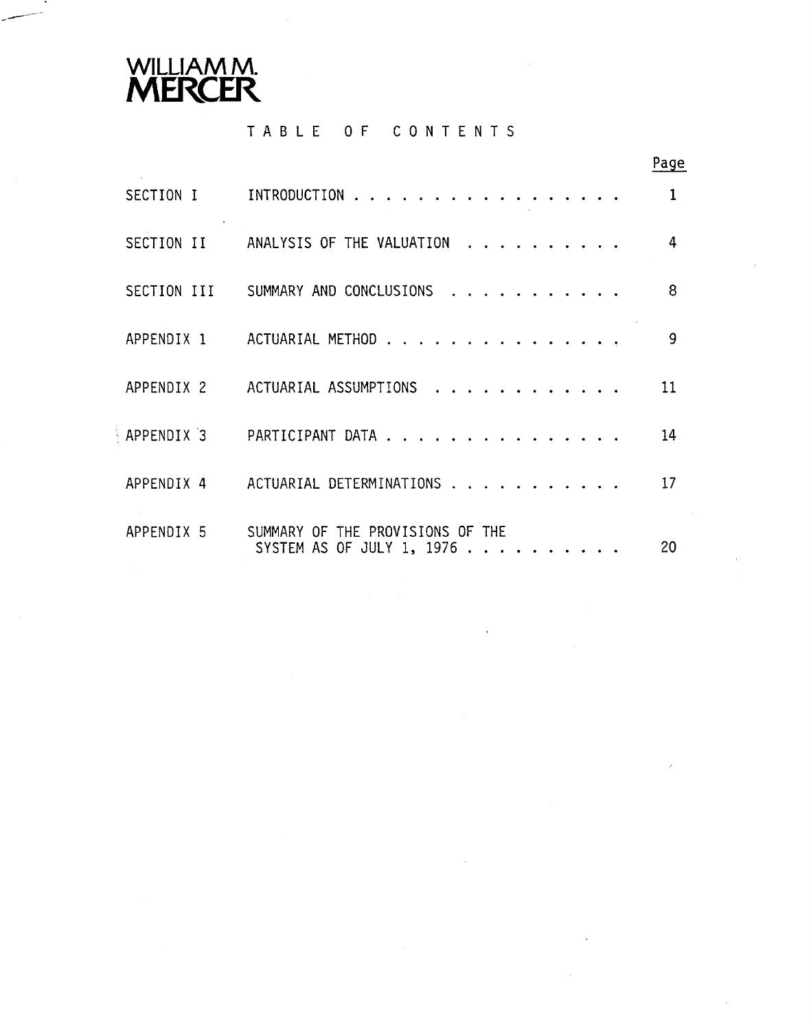WILLIAM M.
MERCER

# TABLE OF CONTENTS

| | | Page |
|---|---|---|
| SECTION I | INTRODUCTION | 1 |
| SECTION II | ANALYSIS OF THE VALUATION | 4 |
| SECTION III | SUMMARY AND CONCLUSIONS | 8 |
| APPENDIX 1 | ACTUARIAL METHOD | 9 |
| APPENDIX 2 | ACTUARIAL ASSUMPTIONS | 11 |
| APPENDIX 3 | PARTICIPANT DATA | 14 |
| APPENDIX 4 | ACTUARIAL DETERMINATIONS | 17 |
| APPENDIX 5 | SUMMARY OF THE PROVISIONS OF THE SYSTEM AS OF JULY 1, 1976 | 20 |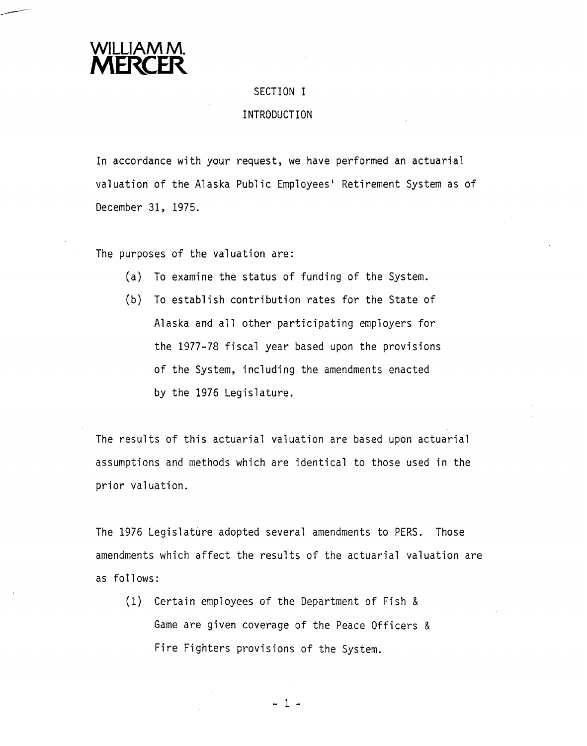# SECTION I

## INTRODUCTION

In accordance with your request, we have performed an actuarial valuation of the Alaska Public Employees' Retirement System as of December 31, 1975.

The purposes of the valuation are:

(a) To examine the status of funding of the System.

(b) To establish contribution rates for the State of Alaska and all other participating employers for the 1977-78 fiscal year based upon the provisions of the System, including the amendments enacted by the 1976 Legislature.

The results of this actuarial valuation are based upon actuarial assumptions and methods which are identical to those used in the prior valuation.

The 1976 Legislature adopted several amendments to PERS. Those amendments which affect the results of the actuarial valuation are as follows:

(1) Certain employees of the Department of Fish & Game are given coverage of the Peace Officers & Fire Fighters provisions of the System.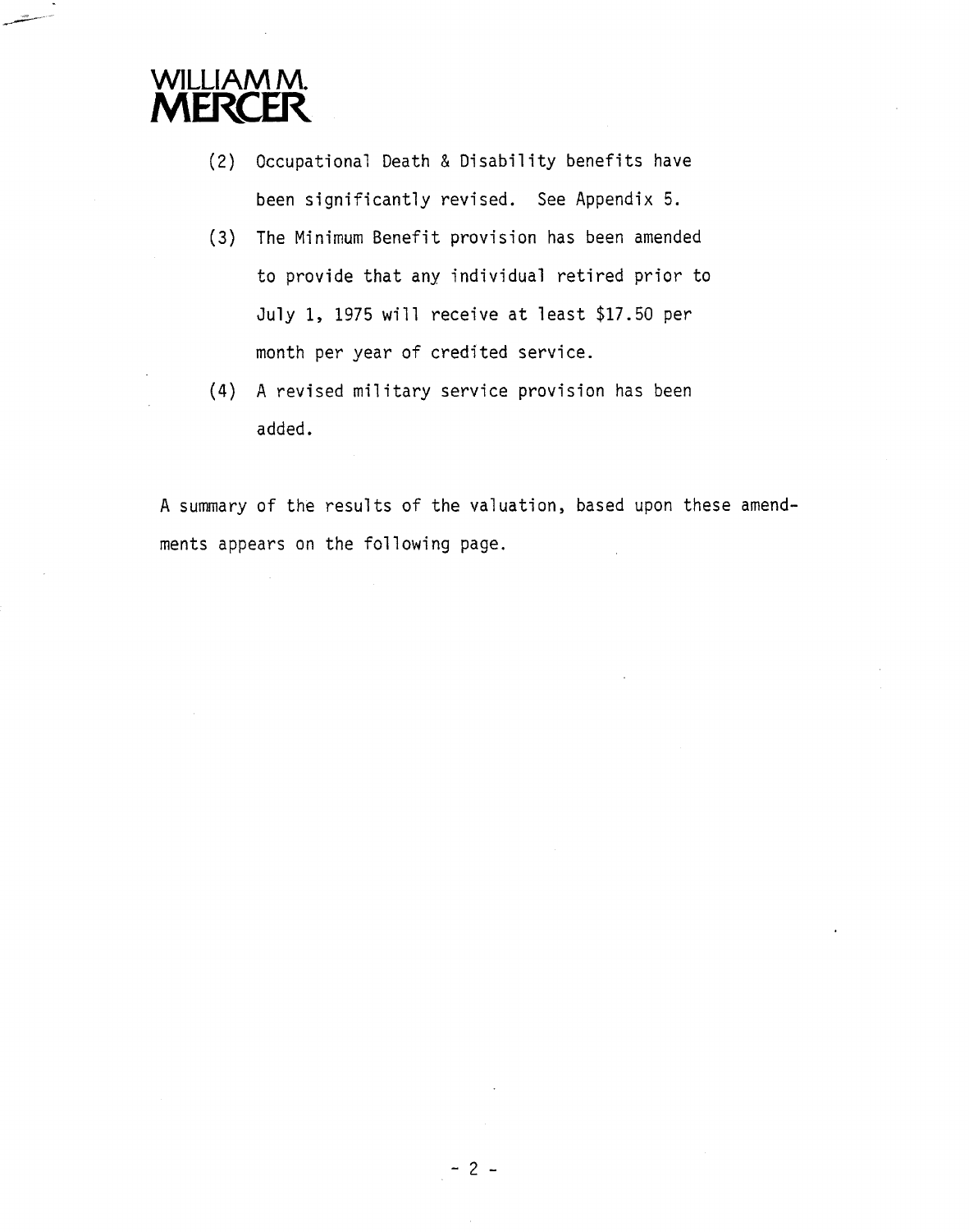(2) Occupational Death & Disability benefits have been significantly revised. See Appendix 5.

(3) The Minimum Benefit provision has been amended to provide that any individual retired prior to July 1, 1975 will receive at least $17.50 per month per year of credited service.

(4) A revised military service provision has been added.

A summary of the results of the valuation, based upon these amendments appears on the following page.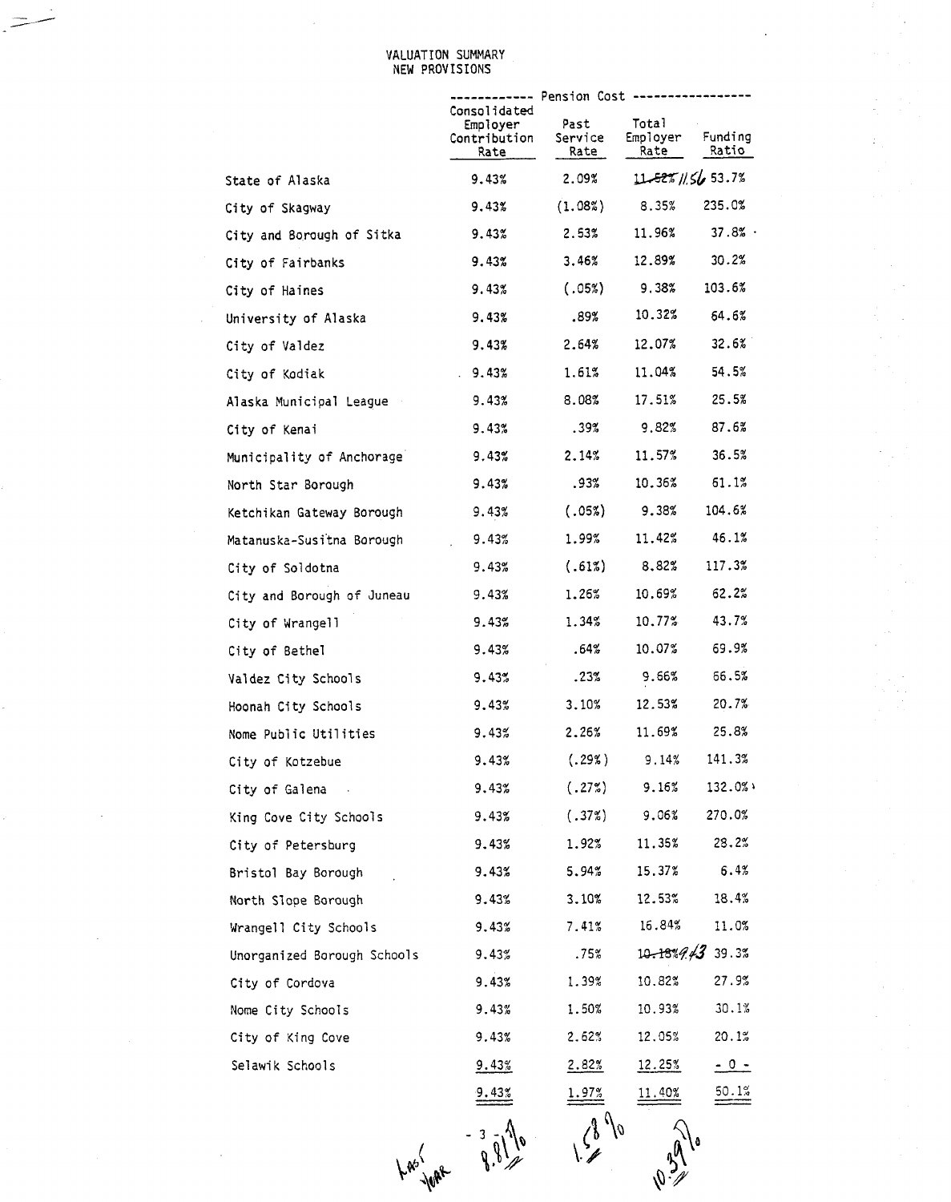# VALUATION SUMMARY
## NEW PROVISIONS

| | Pension Cost | | | |
|---|---|---|---|---|
| | Consolidated Employer Contribution Rate | Past Service Rate | Total Employer Rate | Funding Ratio |
| State of Alaska | 9.43% | 2.09% | ~~11.52%~~ 11.56 | 53.7% |
| City of Skagway | 9.43% | (1.08%) | 8.35% | 235.0% |
| City and Borough of Sitka | 9.43% | 2.53% | 11.96% | 37.8% |
| City of Fairbanks | 9.43% | 3.46% | 12.89% | 30.2% |
| City of Haines | 9.43% | (.05%) | 9.38% | 103.6% |
| University of Alaska | 9.43% | .89% | 10.32% | 64.6% |
| City of Valdez | 9.43% | 2.64% | 12.07% | 32.6% |
| City of Kodiak | 9.43% | 1.61% | 11.04% | 54.5% |
| Alaska Municipal League | 9.43% | 8.08% | 17.51% | 25.5% |
| City of Kenai | 9.43% | .39% | 9.82% | 87.6% |
| Municipality of Anchorage | 9.43% | 2.14% | 11.57% | 36.5% |
| North Star Borough | 9.43% | .93% | 10.36% | 61.1% |
| Ketchikan Gateway Borough | 9.43% | (.05%) | 9.38% | 104.6% |
| Matanuska-Susitna Borough | 9.43% | 1.99% | 11.42% | 46.1% |
| City of Soldotna | 9.43% | (.61%) | 8.82% | 117.3% |
| City and Borough of Juneau | 9.43% | 1.26% | 10.69% | 62.2% |
| City of Wrangell | 9.43% | 1.34% | 10.77% | 43.7% |
| City of Bethel | 9.43% | .64% | 10.07% | 69.9% |
| Valdez City Schools | 9.43% | .23% | 9.66% | 66.5% |
| Hoonah City Schools | 9.43% | 3.10% | 12.53% | 20.7% |
| Nome Public Utilities | 9.43% | 2.26% | 11.69% | 25.8% |
| City of Kotzebue | 9.43% | (.29%) | 9.14% | 141.3% |
| City of Galena | 9.43% | (.27%) | 9.16% | 132.0% |
| King Cove City Schools | 9.43% | (.37%) | 9.06% | 270.0% |
| City of Petersburg | 9.43% | 1.92% | 11.35% | 28.2% |
| Bristol Bay Borough | 9.43% | 5.94% | 15.37% | 6.4% |
| North Slope Borough | 9.43% | 3.10% | 12.53% | 18.4% |
| Wrangell City Schools | 9.43% | 7.41% | 16.84% | 11.0% |
| Unorganized Borough Schools | 9.43% | .75% | ~~10.18%~~ 9.43 | 39.3% |
| City of Cordova | 9.43% | 1.39% | 10.82% | 27.9% |
| Nome City Schools | 9.43% | 1.50% | 10.93% | 30.1% |
| City of King Cove | 9.43% | 2.62% | 12.05% | 20.1% |
| Selawik Schools | 9.43% | 2.82% | 12.25% | - 0 - |
| | 9.43% | 1.97% | 11.40% | 50.1% |
| Last Year | 8.81% | 1.58% | 10.39% | |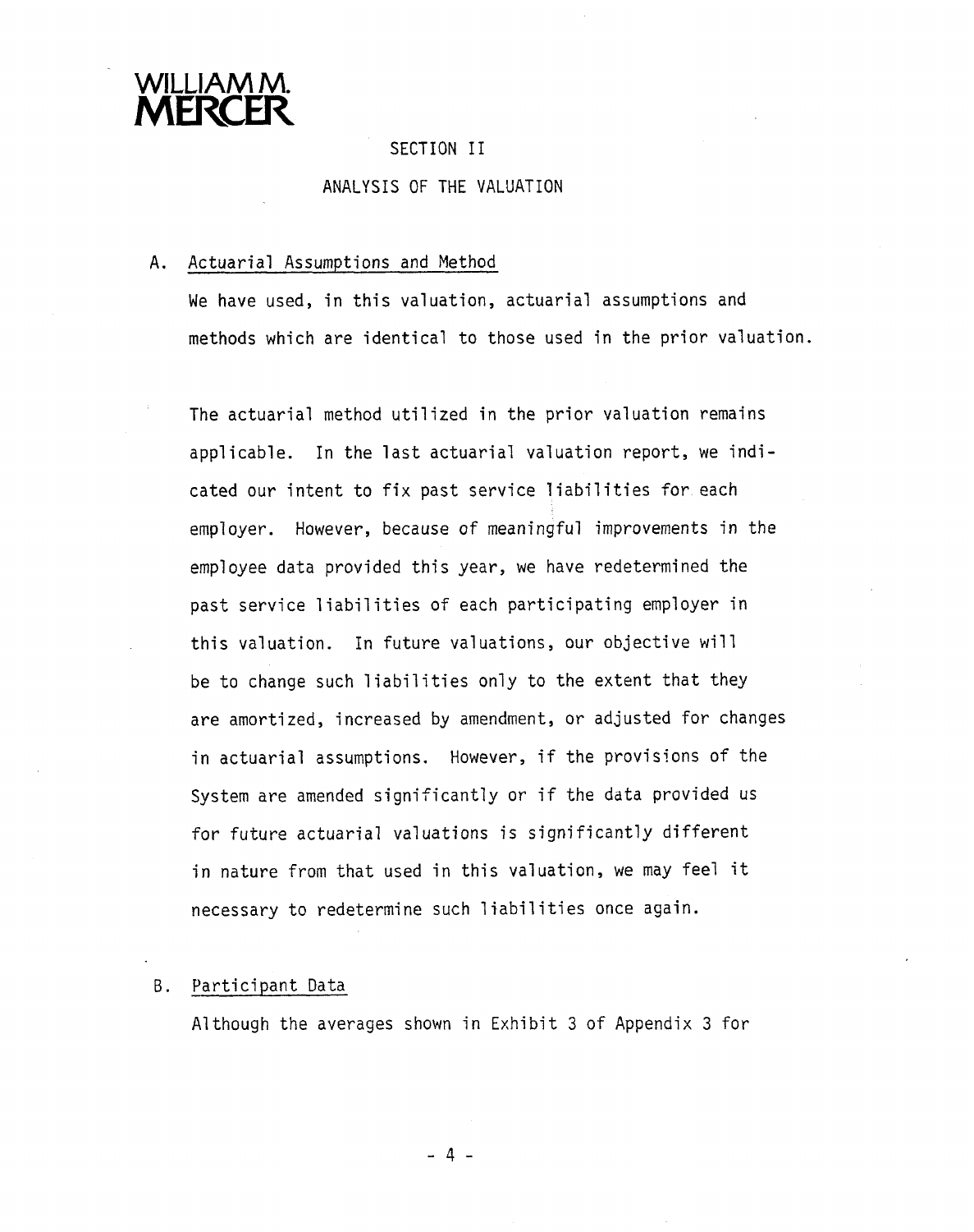# SECTION II

## ANALYSIS OF THE VALUATION

### A. Actuarial Assumptions and Method

We have used, in this valuation, actuarial assumptions and methods which are identical to those used in the prior valuation.

The actuarial method utilized in the prior valuation remains applicable. In the last actuarial valuation report, we indicated our intent to fix past service liabilities for each employer. However, because of meaningful improvements in the employee data provided this year, we have redetermined the past service liabilities of each participating employer in this valuation. In future valuations, our objective will be to change such liabilities only to the extent that they are amortized, increased by amendment, or adjusted for changes in actuarial assumptions. However, if the provisions of the System are amended significantly or if the data provided us for future actuarial valuations is significantly different in nature from that used in this valuation, we may feel it necessary to redetermine such liabilities once again.

### B. Participant Data

Although the averages shown in Exhibit 3 of Appendix 3 for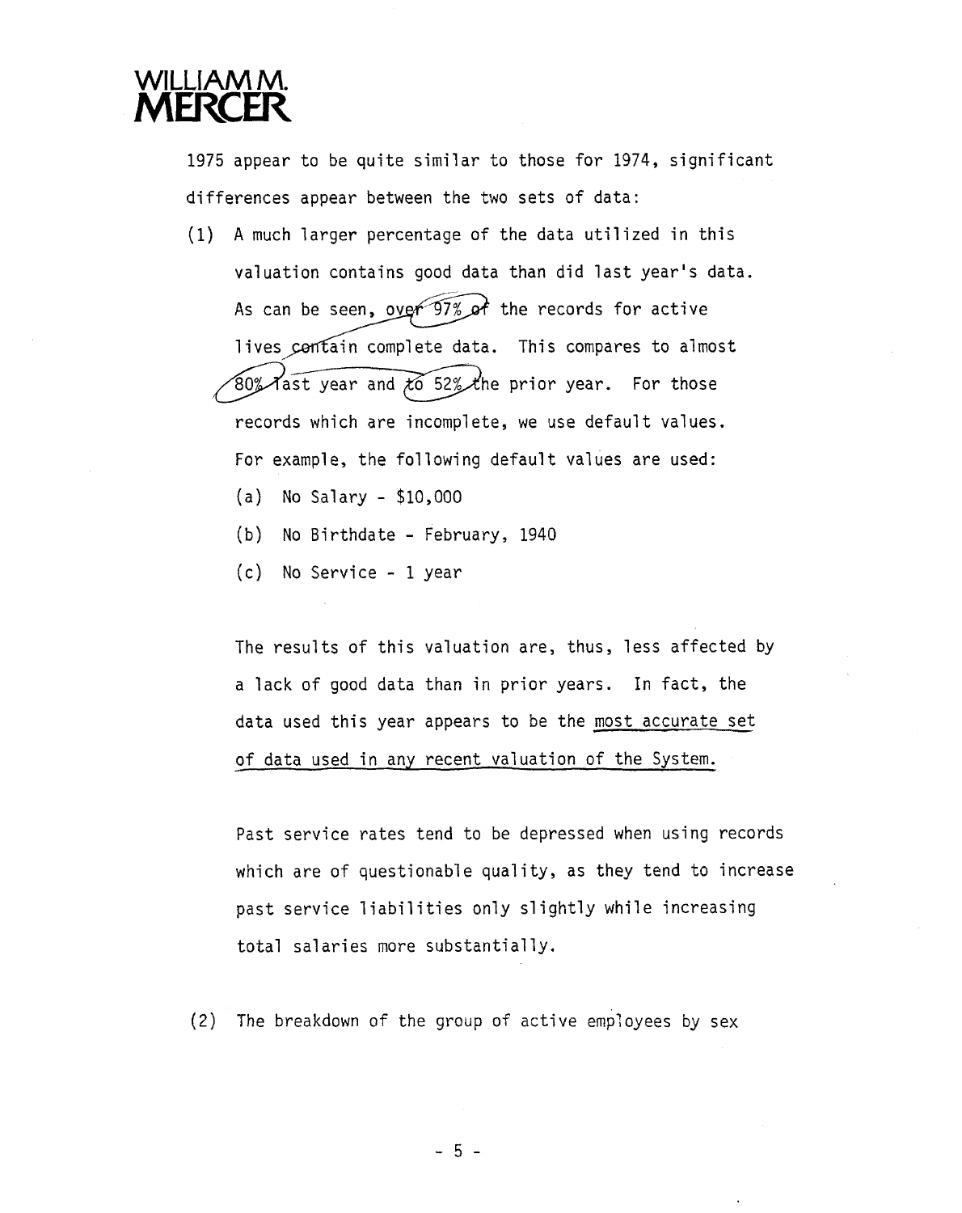**WILLIAM M. MERCER**

1975 appear to be quite similar to those for 1974, significant differences appear between the two sets of data:

(1) A much larger percentage of the data utilized in this valuation contains good data than did last year's data. As can be seen, over 97% of the records for active lives contain complete data. This compares to almost 80% last year and to 52% the prior year. For those records which are incomplete, we use default values. For example, the following default values are used:

   (a) No Salary - $10,000

   (b) No Birthdate - February, 1940

   (c) No Service - 1 year

   The results of this valuation are, thus, less affected by a lack of good data than in prior years. In fact, the data used this year appears to be the <u>most accurate set of data used in any recent valuation of the System.</u>

   Past service rates tend to be depressed when using records which are of questionable quality, as they tend to increase past service liabilities only slightly while increasing total salaries more substantially.

(2) The breakdown of the group of active employees by sex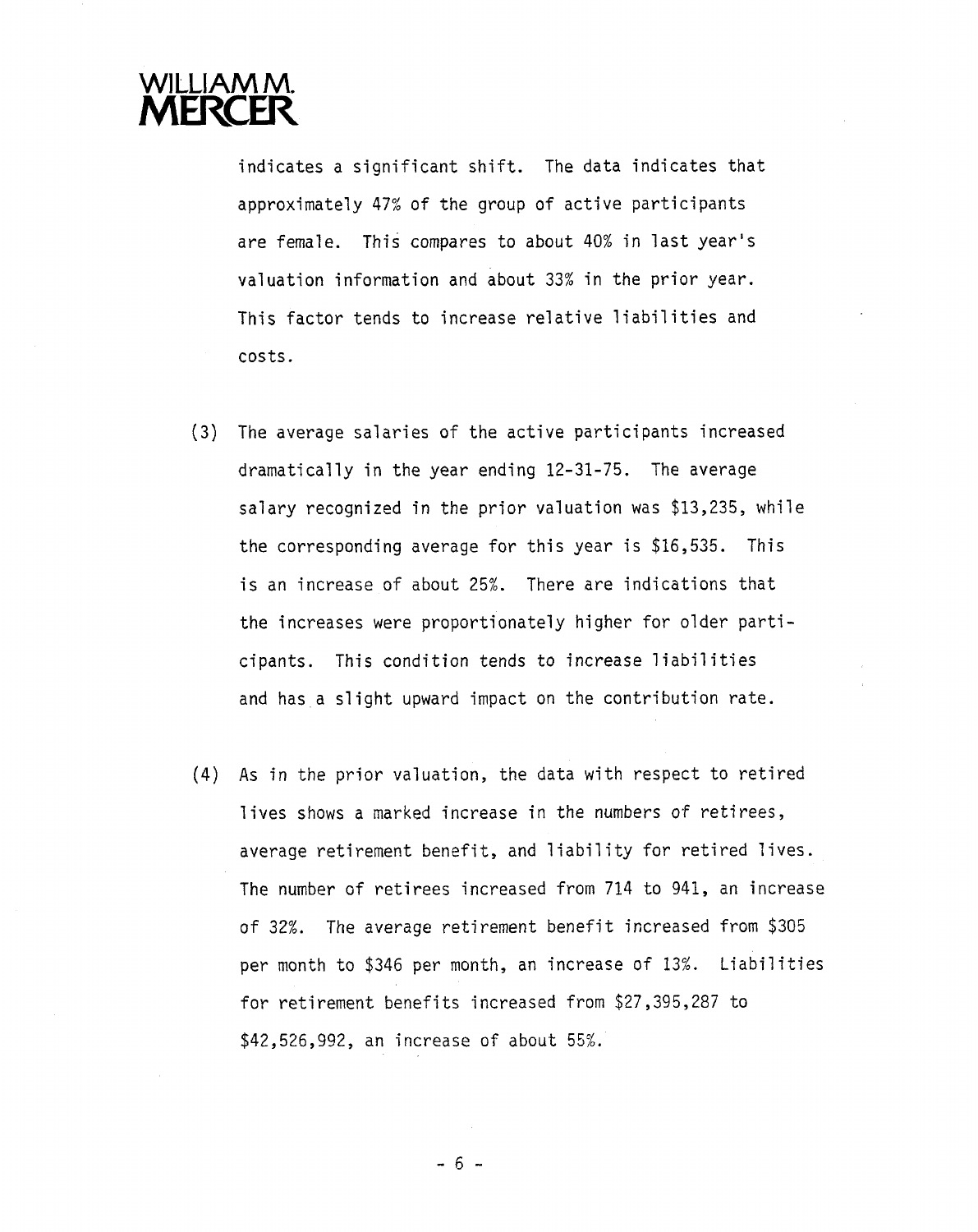indicates a significant shift. The data indicates that approximately 47% of the group of active participants are female. This compares to about 40% in last year's valuation information and about 33% in the prior year. This factor tends to increase relative liabilities and costs.

(3) The average salaries of the active participants increased dramatically in the year ending 12-31-75. The average salary recognized in the prior valuation was $13,235, while the corresponding average for this year is $16,535. This is an increase of about 25%. There are indications that the increases were proportionately higher for older participants. This condition tends to increase liabilities and has a slight upward impact on the contribution rate.

(4) As in the prior valuation, the data with respect to retired lives shows a marked increase in the numbers of retirees, average retirement benefit, and liability for retired lives. The number of retirees increased from 714 to 941, an increase of 32%. The average retirement benefit increased from $305 per month to $346 per month, an increase of 13%. Liabilities for retirement benefits increased from $27,395,287 to $42,526,992, an increase of about 55%.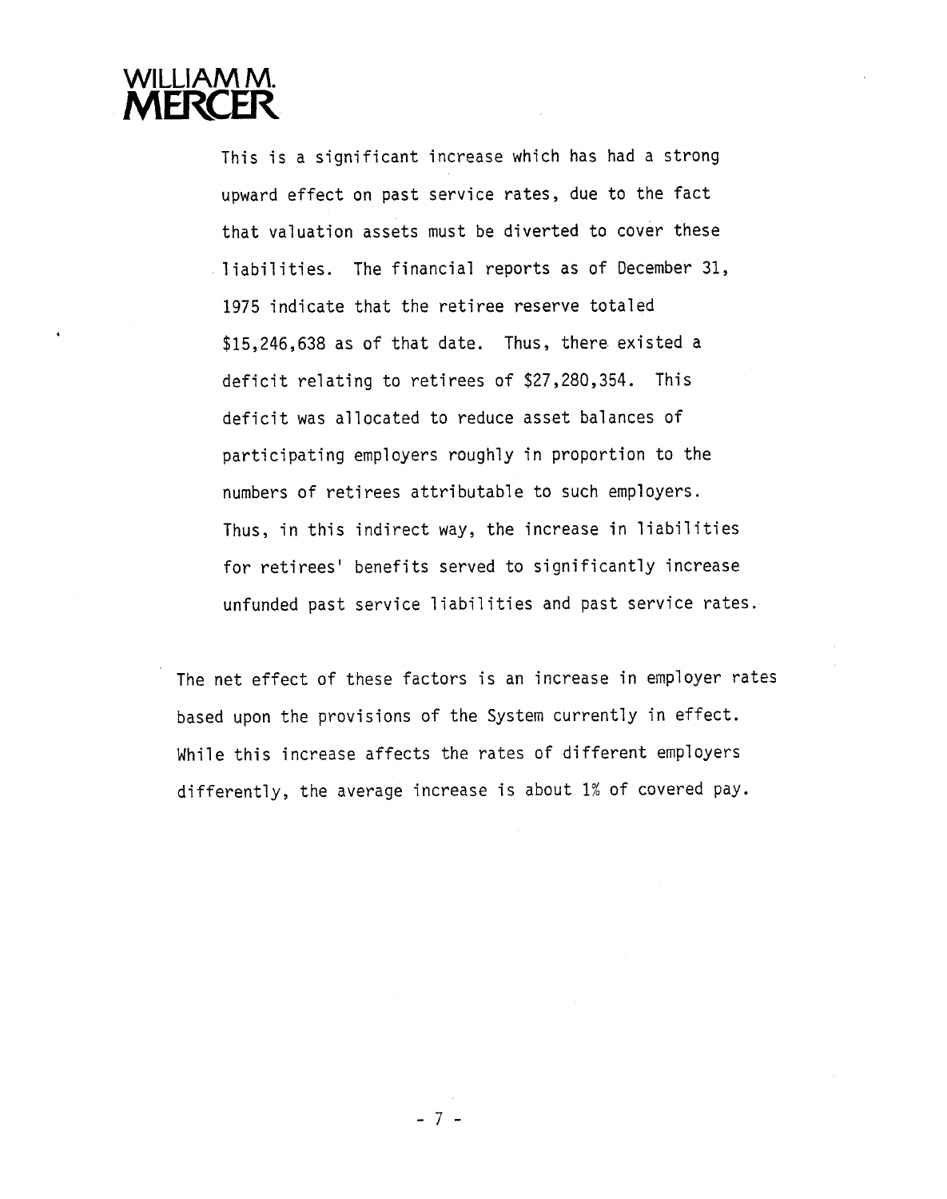This is a significant increase which has had a strong upward effect on past service rates, due to the fact that valuation assets must be diverted to cover these liabilities. The financial reports as of December 31, 1975 indicate that the retiree reserve totaled $15,246,638 as of that date. Thus, there existed a deficit relating to retirees of $27,280,354. This deficit was allocated to reduce asset balances of participating employers roughly in proportion to the numbers of retirees attributable to such employers. Thus, in this indirect way, the increase in liabilities for retirees' benefits served to significantly increase unfunded past service liabilities and past service rates.

The net effect of these factors is an increase in employer rates based upon the provisions of the System currently in effect. While this increase affects the rates of different employers differently, the average increase is about 1% of covered pay.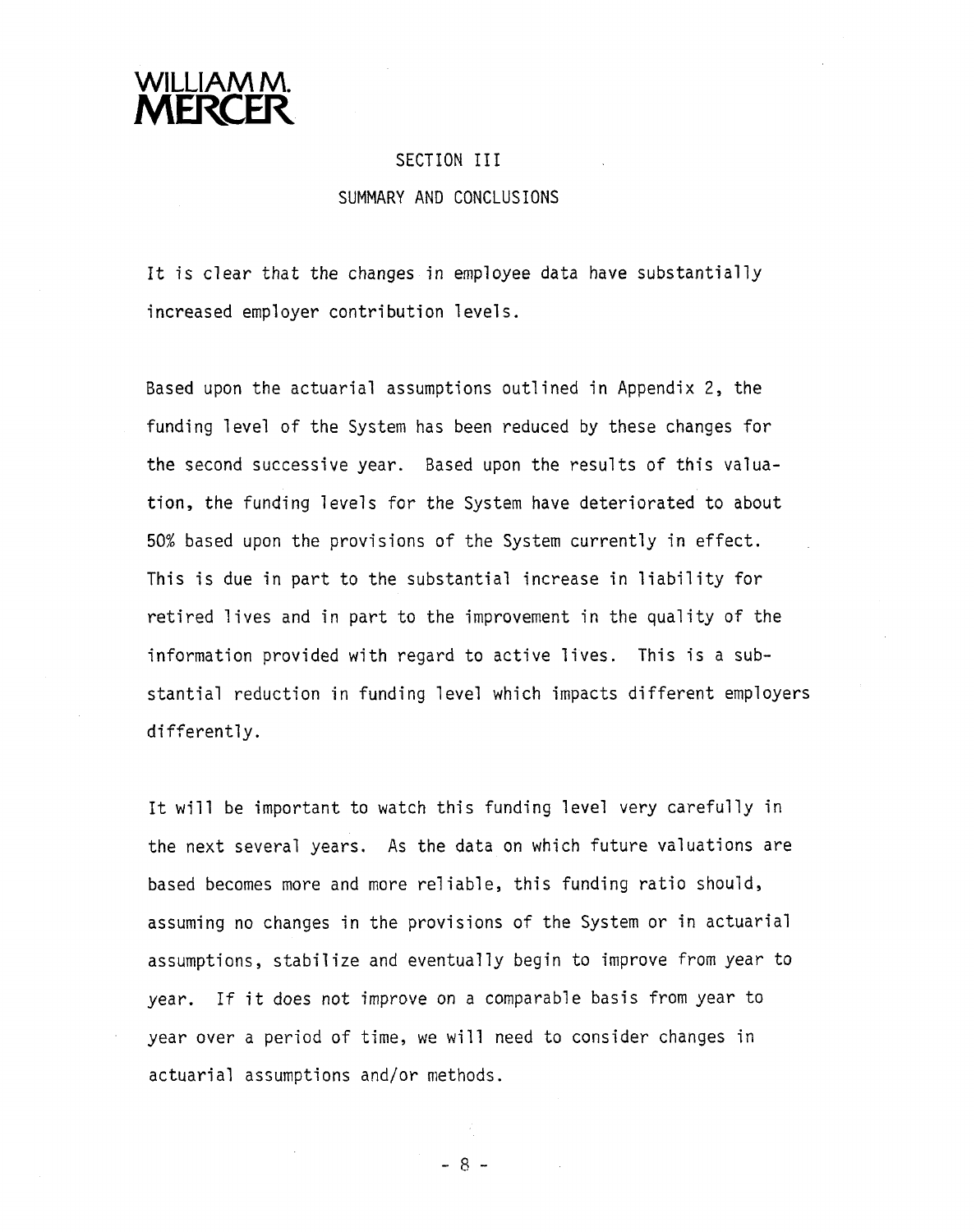## SECTION III

## SUMMARY AND CONCLUSIONS

It is clear that the changes in employee data have substantially increased employer contribution levels.

Based upon the actuarial assumptions outlined in Appendix 2, the funding level of the System has been reduced by these changes for the second successive year. Based upon the results of this valuation, the funding levels for the System have deteriorated to about 50% based upon the provisions of the System currently in effect. This is due in part to the substantial increase in liability for retired lives and in part to the improvement in the quality of the information provided with regard to active lives. This is a substantial reduction in funding level which impacts different employers differently.

It will be important to watch this funding level very carefully in the next several years. As the data on which future valuations are based becomes more and more reliable, this funding ratio should, assuming no changes in the provisions of the System or in actuarial assumptions, stabilize and eventually begin to improve from year to year. If it does not improve on a comparable basis from year to year over a period of time, we will need to consider changes in actuarial assumptions and/or methods.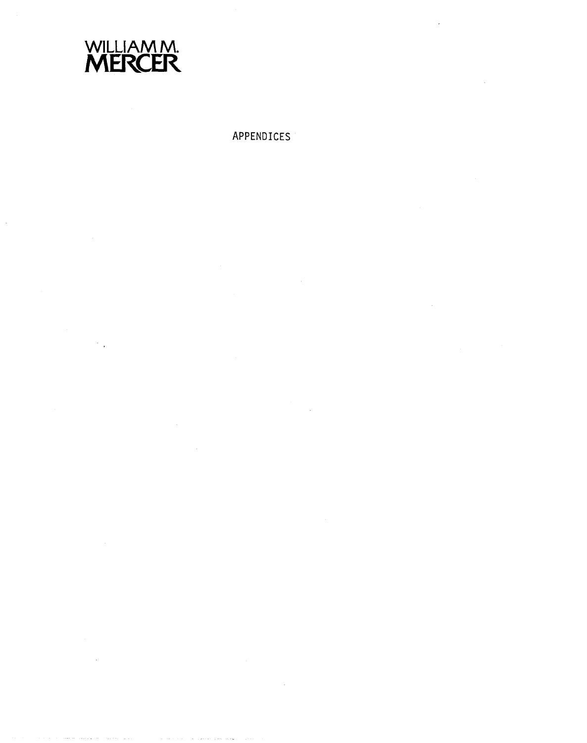WILLIAM M.
MERCER

# APPENDICES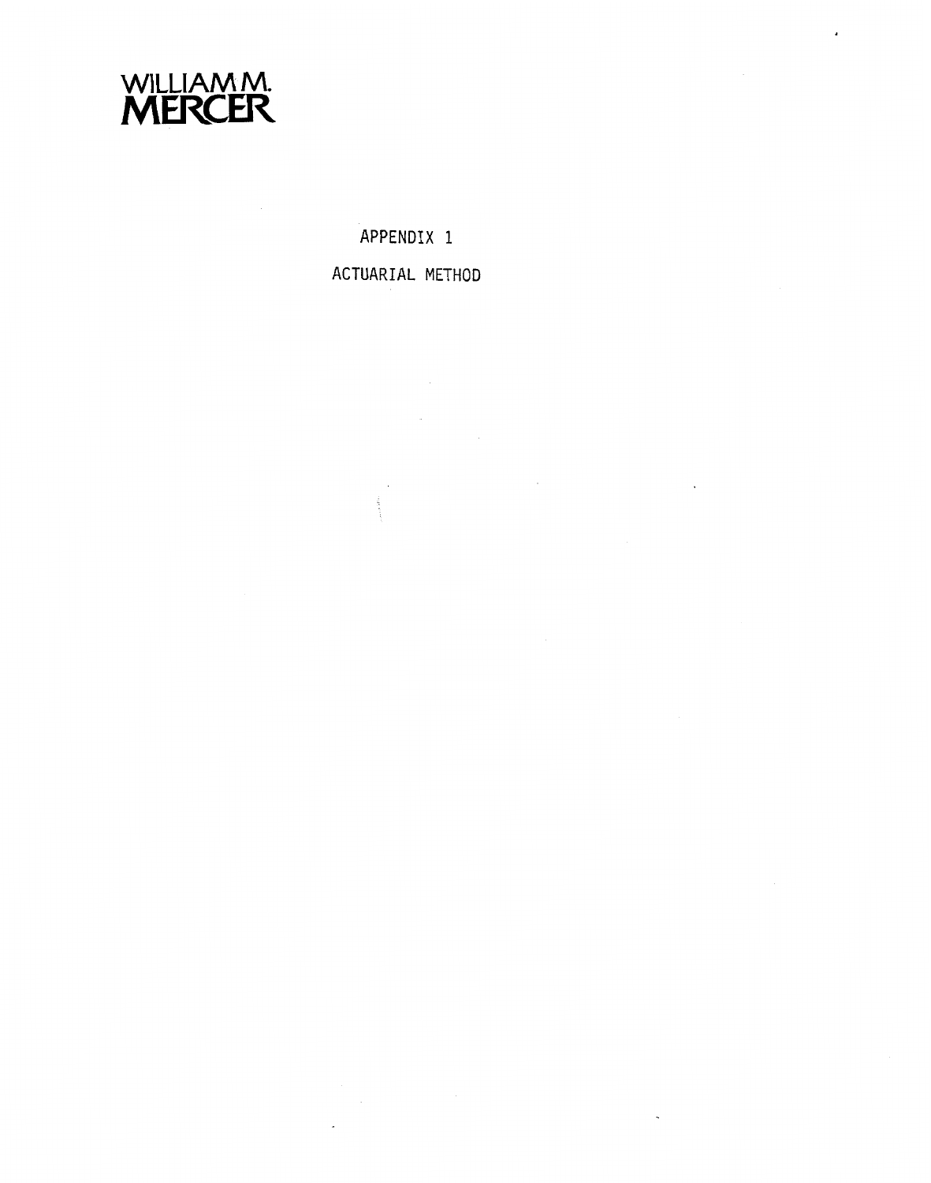WILLIAM M. MERCER

# APPENDIX 1

## ACTUARIAL METHOD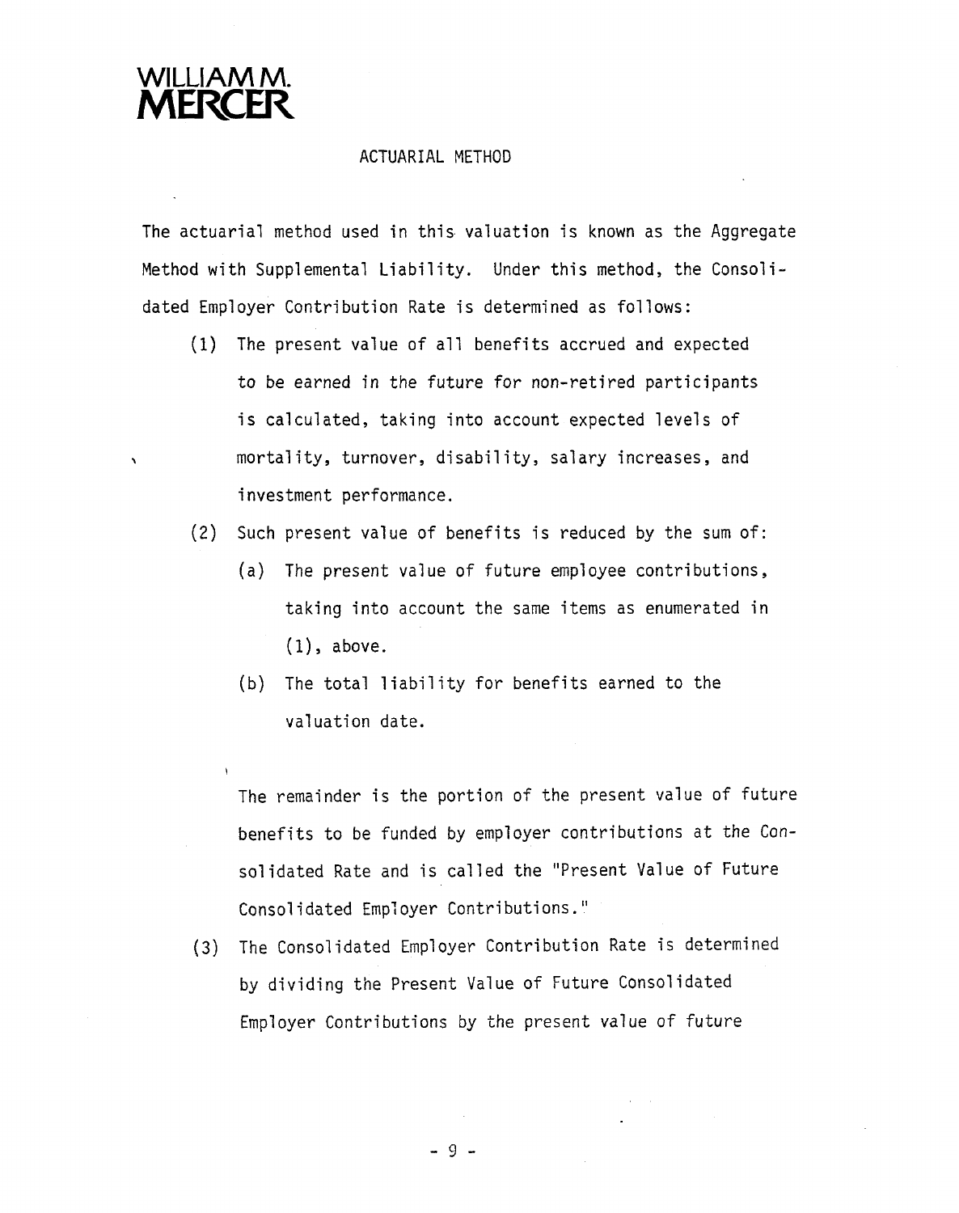WILLIAM M.
MERCER

## ACTUARIAL METHOD

The actuarial method used in this valuation is known as the Aggregate Method with Supplemental Liability. Under this method, the Consolidated Employer Contribution Rate is determined as follows:

(1) The present value of all benefits accrued and expected to be earned in the future for non-retired participants is calculated, taking into account expected levels of mortality, turnover, disability, salary increases, and investment performance.

(2) Such present value of benefits is reduced by the sum of:

  (a) The present value of future employee contributions, taking into account the same items as enumerated in (1), above.

  (b) The total liability for benefits earned to the valuation date.

  The remainder is the portion of the present value of future benefits to be funded by employer contributions at the Consolidated Rate and is called the "Present Value of Future Consolidated Employer Contributions."

(3) The Consolidated Employer Contribution Rate is determined by dividing the Present Value of Future Consolidated Employer Contributions by the present value of future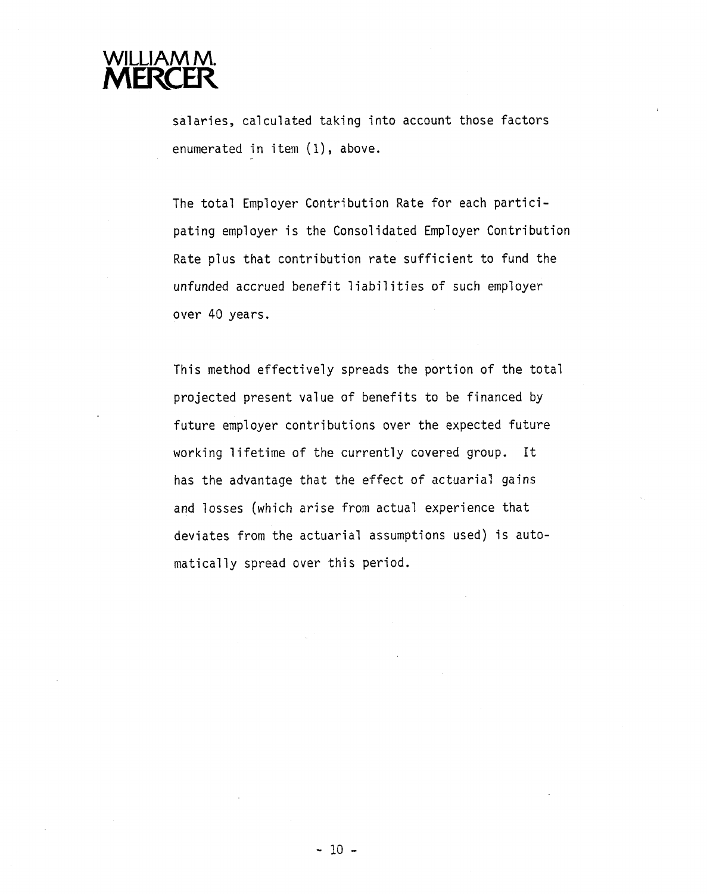salaries, calculated taking into account those factors enumerated in item (1), above.

The total Employer Contribution Rate for each participating employer is the Consolidated Employer Contribution Rate plus that contribution rate sufficient to fund the unfunded accrued benefit liabilities of such employer over 40 years.

This method effectively spreads the portion of the total projected present value of benefits to be financed by future employer contributions over the expected future working lifetime of the currently covered group. It has the advantage that the effect of actuarial gains and losses (which arise from actual experience that deviates from the actuarial assumptions used) is automatically spread over this period.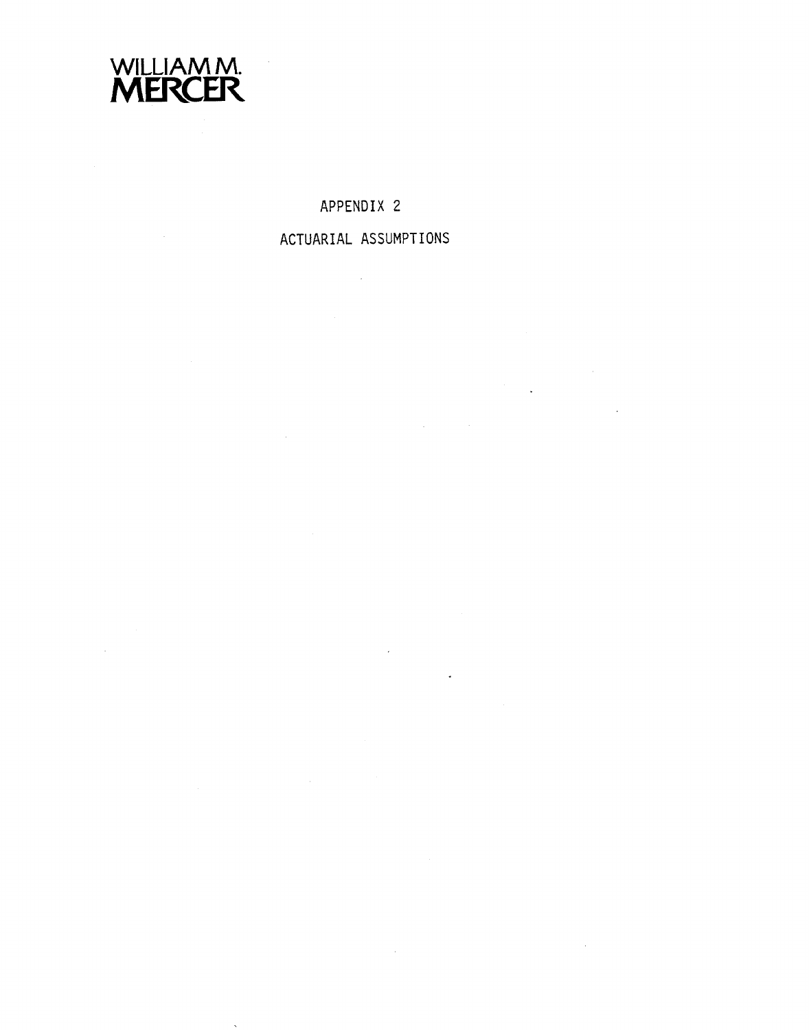WILLIAM M.
MERCER

# APPENDIX 2

## ACTUARIAL ASSUMPTIONS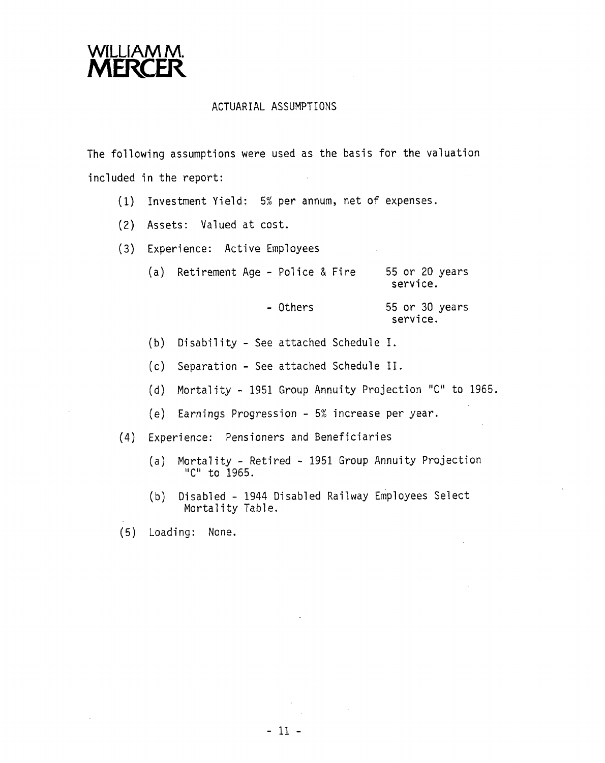WILLIAM M. MERCER

## ACTUARIAL ASSUMPTIONS

The following assumptions were used as the basis for the valuation included in the report:

(1) Investment Yield: 5% per annum, net of expenses.

(2) Assets: Valued at cost.

(3) Experience: Active Employees

  (a) Retirement Age - Police & Fire — 55 or 20 years service.

  - Others — 55 or 30 years service.

  (b) Disability - See attached Schedule I.

  (c) Separation - See attached Schedule II.

  (d) Mortality - 1951 Group Annuity Projection "C" to 1965.

  (e) Earnings Progression - 5% increase per year.

(4) Experience: Pensioners and Beneficiaries

  (a) Mortality - Retired - 1951 Group Annuity Projection "C" to 1965.

  (b) Disabled - 1944 Disabled Railway Employees Select Mortality Table.

(5) Loading: None.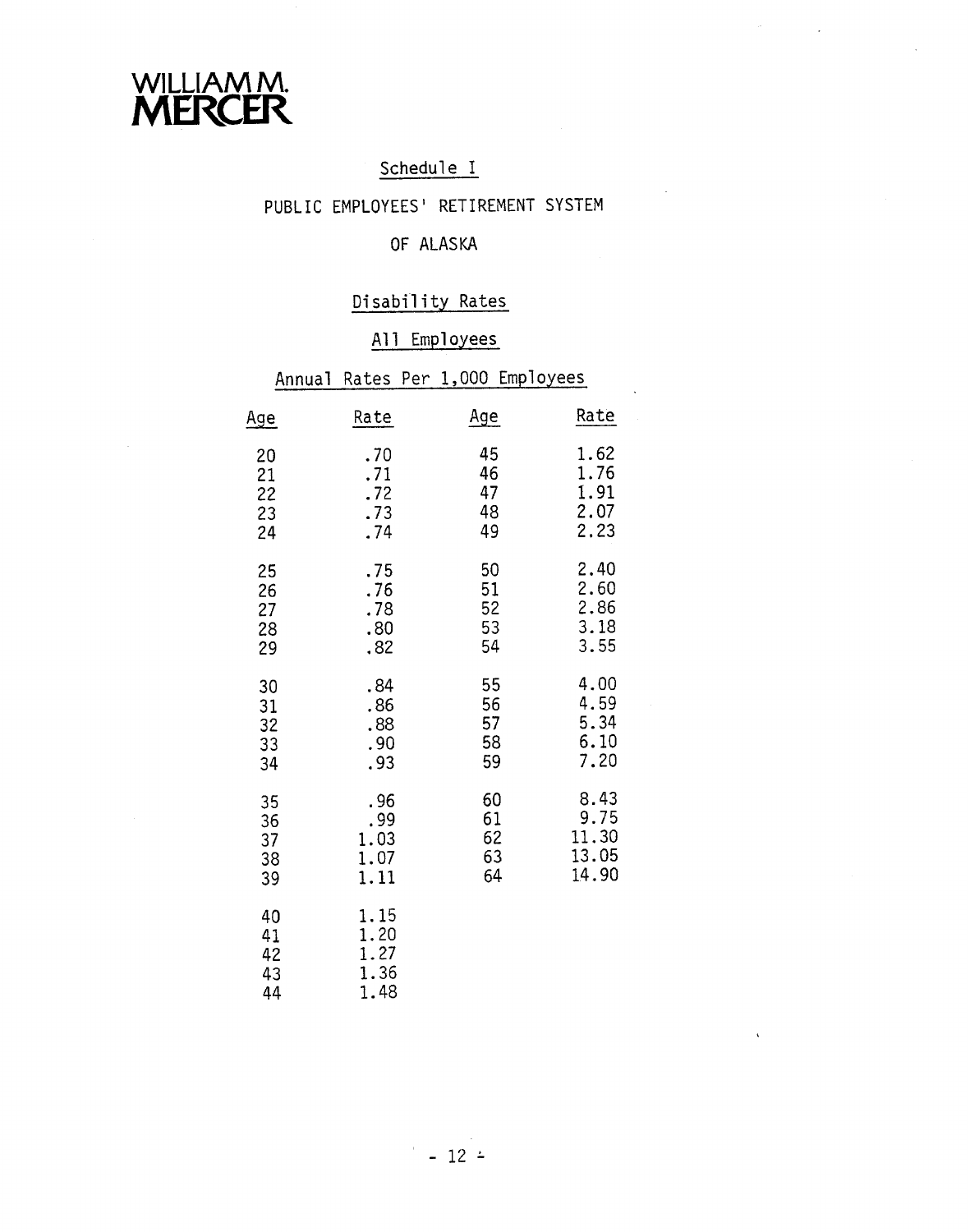WILLIAM M. MERCER

## Schedule I

## PUBLIC EMPLOYEES' RETIREMENT SYSTEM

## OF ALASKA

### Disability Rates

### All Employees

### Annual Rates Per 1,000 Employees

| Age | Rate | Age | Rate |
|---|---|---|---|
| 20 | .70 | 45 | 1.62 |
| 21 | .71 | 46 | 1.76 |
| 22 | .72 | 47 | 1.91 |
| 23 | .73 | 48 | 2.07 |
| 24 | .74 | 49 | 2.23 |
| 25 | .75 | 50 | 2.40 |
| 26 | .76 | 51 | 2.60 |
| 27 | .78 | 52 | 2.86 |
| 28 | .80 | 53 | 3.18 |
| 29 | .82 | 54 | 3.55 |
| 30 | .84 | 55 | 4.00 |
| 31 | .86 | 56 | 4.59 |
| 32 | .88 | 57 | 5.34 |
| 33 | .90 | 58 | 6.10 |
| 34 | .93 | 59 | 7.20 |
| 35 | .96 | 60 | 8.43 |
| 36 | .99 | 61 | 9.75 |
| 37 | 1.03 | 62 | 11.30 |
| 38 | 1.07 | 63 | 13.05 |
| 39 | 1.11 | 64 | 14.90 |
| 40 | 1.15 | | |
| 41 | 1.20 | | |
| 42 | 1.27 | | |
| 43 | 1.36 | | |
| 44 | 1.48 | | |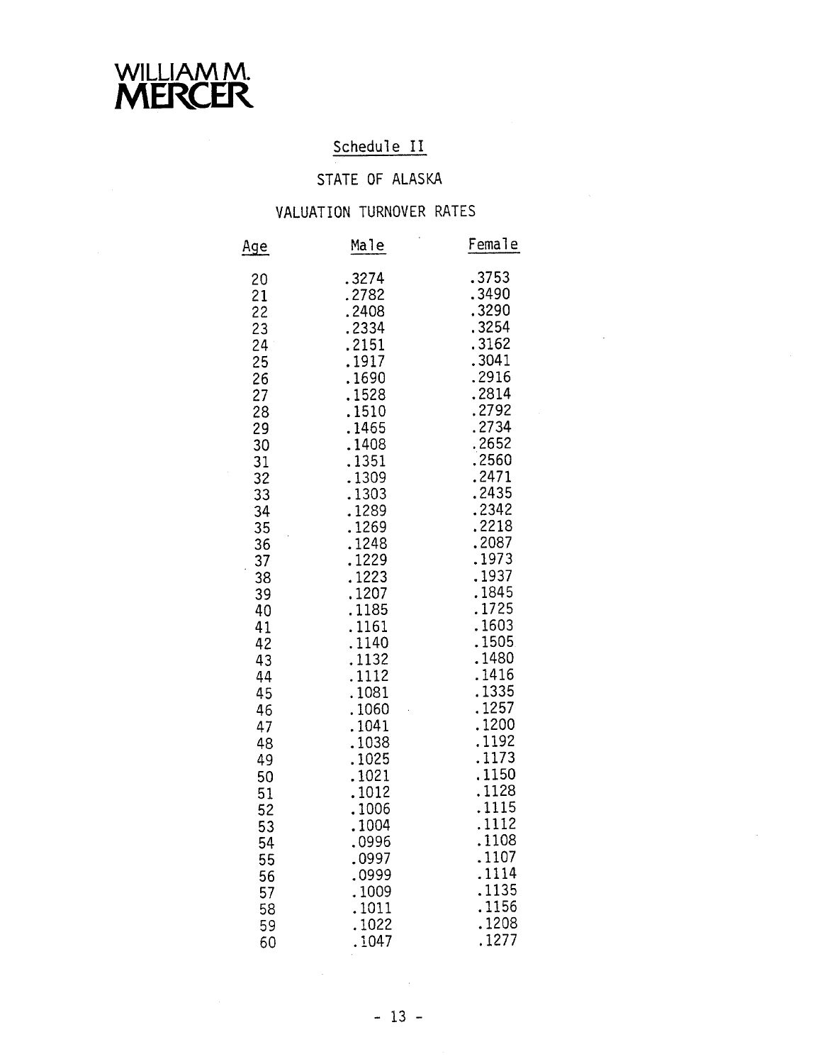WILLIAM M.
**MERCER**

## Schedule II

## STATE OF ALASKA

## VALUATION TURNOVER RATES

| Age | Male | Female |
|---|---|---|
| 20 | .3274 | .3753 |
| 21 | .2782 | .3490 |
| 22 | .2408 | .3290 |
| 23 | .2334 | .3254 |
| 24 | .2151 | .3162 |
| 25 | .1917 | .3041 |
| 26 | .1690 | .2916 |
| 27 | .1528 | .2814 |
| 28 | .1510 | .2792 |
| 29 | .1465 | .2734 |
| 30 | .1408 | .2652 |
| 31 | .1351 | .2560 |
| 32 | .1309 | .2471 |
| 33 | .1303 | .2435 |
| 34 | .1289 | .2342 |
| 35 | .1269 | .2218 |
| 36 | .1248 | .2087 |
| 37 | .1229 | .1973 |
| 38 | .1223 | .1937 |
| 39 | .1207 | .1845 |
| 40 | .1185 | .1725 |
| 41 | .1161 | .1603 |
| 42 | .1140 | .1505 |
| 43 | .1132 | .1480 |
| 44 | .1112 | .1416 |
| 45 | .1081 | .1335 |
| 46 | .1060 | .1257 |
| 47 | .1041 | .1200 |
| 48 | .1038 | .1192 |
| 49 | .1025 | .1173 |
| 50 | .1021 | .1150 |
| 51 | .1012 | .1128 |
| 52 | .1006 | .1115 |
| 53 | .1004 | .1112 |
| 54 | .0996 | .1108 |
| 55 | .0997 | .1107 |
| 56 | .0999 | .1114 |
| 57 | .1009 | .1135 |
| 58 | .1011 | .1156 |
| 59 | .1022 | .1208 |
| 60 | .1047 | .1277 |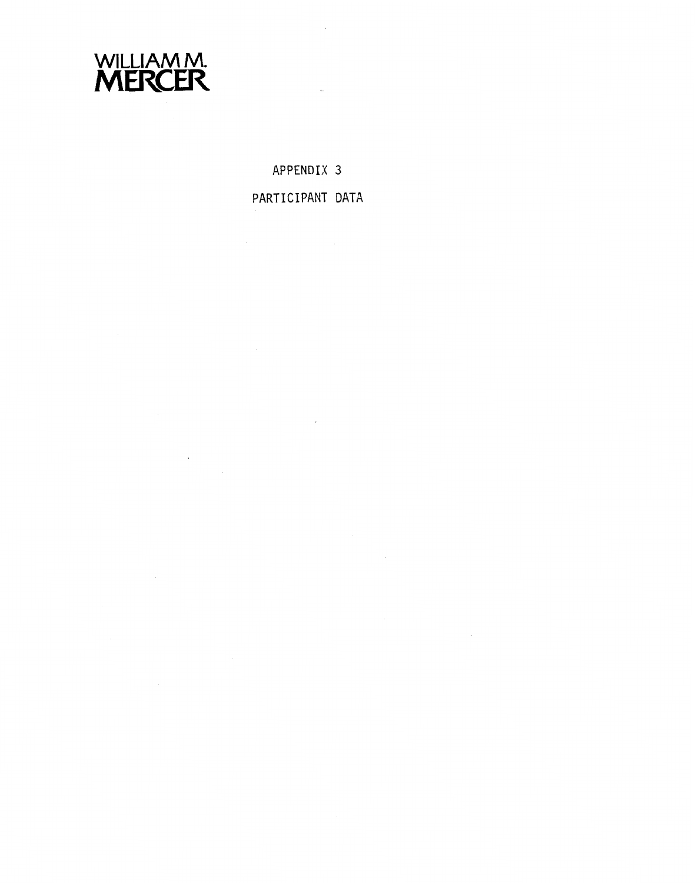WILLIAM M.
MERCER

# APPENDIX 3

## PARTICIPANT DATA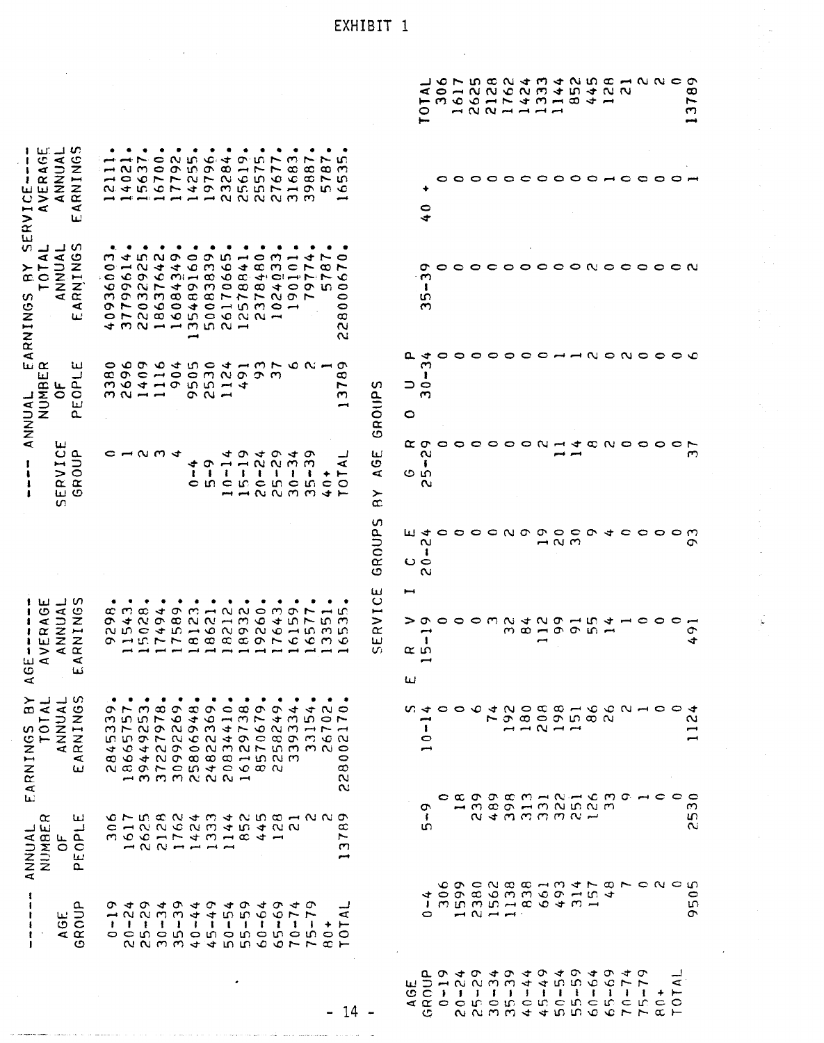EXHIBIT 1

| AGE GROUP | NUMBER OF PEOPLE | TOTAL ANNUAL EARNINGS | AVERAGE ANNUAL EARNINGS |
|---|---|---|---|
| ------ ANNUAL | EARNINGS BY | AGE------ | |
| 0-19 | 306 | 2845339. | 9298. |
| 20-24 | 1617 | 18665757. | 11543. |
| 25-29 | 2625 | 39449253. | 15028. |
| 30-34 | 2128 | 37227978. | 17494. |
| 35-39 | 1762 | 30992269. | 17589. |
| 40-44 | 1424 | 25806948. | 18123. |
| 45-49 | 1333 | 24822369. | 18621. |
| 50-54 | 1144 | 20834410. | 18212. |
| 55-59 | 852 | 16129738. | 18932. |
| 60-64 | 445 | 8570679. | 19260. |
| 65-69 | 128 | 2258249. | 17643. |
| 70-74 | 21 | 339334. | 16159. |
| 75-79 | 2 | 33154. | 16577. |
| 80+ | 2 | 26702. | 13351. |
| TOTAL | 13789 | 228002170. | 16535. |

| SERVICE GROUP | NUMBER OF PEOPLE | TOTAL ANNUAL EARNINGS | AVERAGE ANNUAL EARNINGS |
|---|---|---|---|
| ---- ANNUAL | EARNINGS BY | SERVICE---- | |
| 0 | 3380 | 40936003. | 12111. |
| 1 | 2696 | 37799614. | 14021. |
| 2 | 1409 | 22032925. | 15637. |
| 3 | 1116 | 18637642. | 16700. |
| 4 | 904 | 16084349. | 17792. |
| 0-4 | 9505 | 135489160. | 14255. |
| 5-9 | 2530 | 50083839. | 19796. |
| 10-14 | 1124 | 26170665. | 23284. |
| 15-19 | 491 | 12578841. | 25619. |
| 20-24 | 93 | 2378480. | 25575. |
| 25-29 | 37 | 1024033. | 27677. |
| 30-34 | 6 | 190101. | 31683. |
| 35-39 | 2 | 79774. | 39887. |
| 40+ | 1 | 5787. | 5787. |
| TOTAL | 13789 | 228000670. | 16535. |

SERVICE GROUPS BY AGE GROUPS

| AGE GROUP | 0-4 | 5-9 | 10-14 | 15-19 | 20-24 | 25-29 | 30-34 | 35-39 | 40 + | TOTAL |
|---|---|---|---|---|---|---|---|---|---|---|
| | S | E R V | I C E | | G R O U P | | | | | |
| 0-19 | 306 | 0 | 0 | 0 | 0 | 0 | 0 | 0 | 0 | 306 |
| 20-24 | 1599 | 18 | 0 | 0 | 0 | 0 | 0 | 0 | 0 | 1617 |
| 25-29 | 2380 | 239 | 6 | 0 | 0 | 0 | 0 | 0 | 0 | 2625 |
| 30-34 | 1562 | 489 | 74 | 3 | 0 | 0 | 0 | 0 | 0 | 2128 |
| 35-39 | 1138 | 398 | 192 | 32 | 2 | 0 | 0 | 0 | 0 | 1762 |
| 40-44 | 838 | 313 | 180 | 84 | 9 | 0 | 0 | 0 | 0 | 1424 |
| 45-49 | 661 | 331 | 208 | 112 | 19 | 2 | 0 | 0 | 0 | 1333 |
| 50-54 | 493 | 322 | 198 | 99 | 20 | 11 | 1 | 0 | 0 | 1144 |
| 55-59 | 314 | 251 | 151 | 91 | 30 | 14 | 1 | 0 | 0 | 852 |
| 60-64 | 157 | 126 | 86 | 55 | 9 | 8 | 2 | 2 | 0 | 445 |
| 65-69 | 48 | 33 | 26 | 14 | 4 | 2 | 0 | 0 | 1 | 128 |
| 70-74 | 7 | 9 | 2 | 1 | 0 | 0 | 2 | 0 | 0 | 21 |
| 75-79 | 0 | 1 | 1 | 0 | 0 | 0 | 0 | 0 | 0 | 2 |
| 80+ | 2 | 0 | 0 | 0 | 0 | 0 | 0 | 0 | 0 | 2 |
| | 0 | 0 | 0 | 0 | 0 | 0 | 0 | 0 | 0 | 0 |
| TOTAL | 9505 | 2530 | 1124 | 491 | 93 | 37 | 6 | 2 | 1 | 13789 |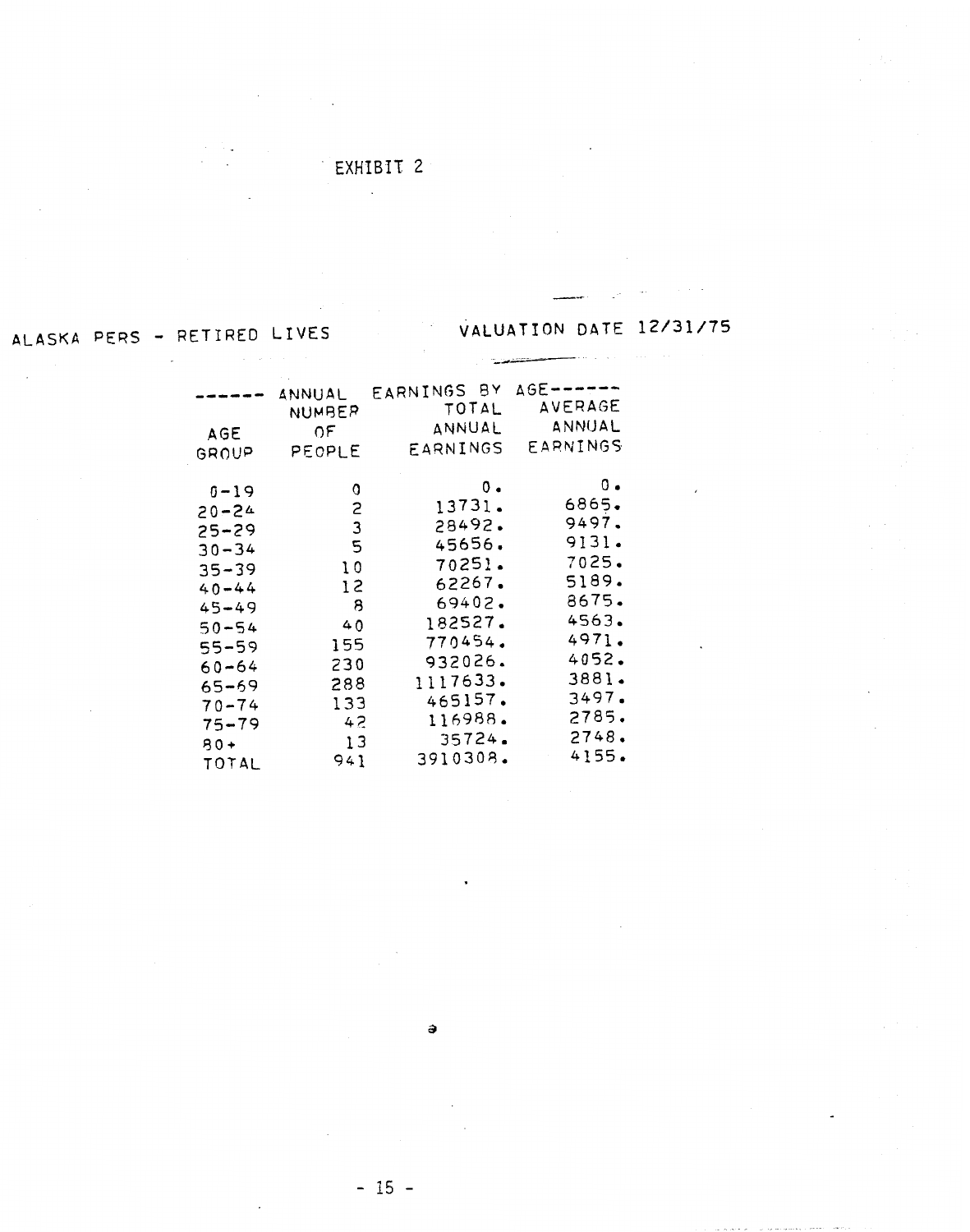EXHIBIT 2

ALASKA PERS - RETIRED LIVES

VALUATION DATE 12/31/75

| ------ ANNUAL EARNINGS BY AGE------ | | | |
|---|---|---|---|
| AGE GROUP | NUMBER OF PEOPLE | TOTAL ANNUAL EARNINGS | AVERAGE ANNUAL EARNINGS |
| 0-19 | 0 | 0. | 0. |
| 20-24 | 2 | 13731. | 6865. |
| 25-29 | 3 | 28492. | 9497. |
| 30-34 | 5 | 45656. | 9131. |
| 35-39 | 10 | 70251. | 7025. |
| 40-44 | 12 | 62267. | 5189. |
| 45-49 | 8 | 69402. | 8675. |
| 50-54 | 40 | 182527. | 4563. |
| 55-59 | 155 | 770454. | 4971. |
| 60-64 | 230 | 932026. | 4052. |
| 65-69 | 288 | 1117633. | 3881. |
| 70-74 | 133 | 465157. | 3497. |
| 75-79 | 42 | 116988. | 2785. |
| 80+ | 13 | 35724. | 2748. |
| TOTAL | 941 | 3910308. | 4155. |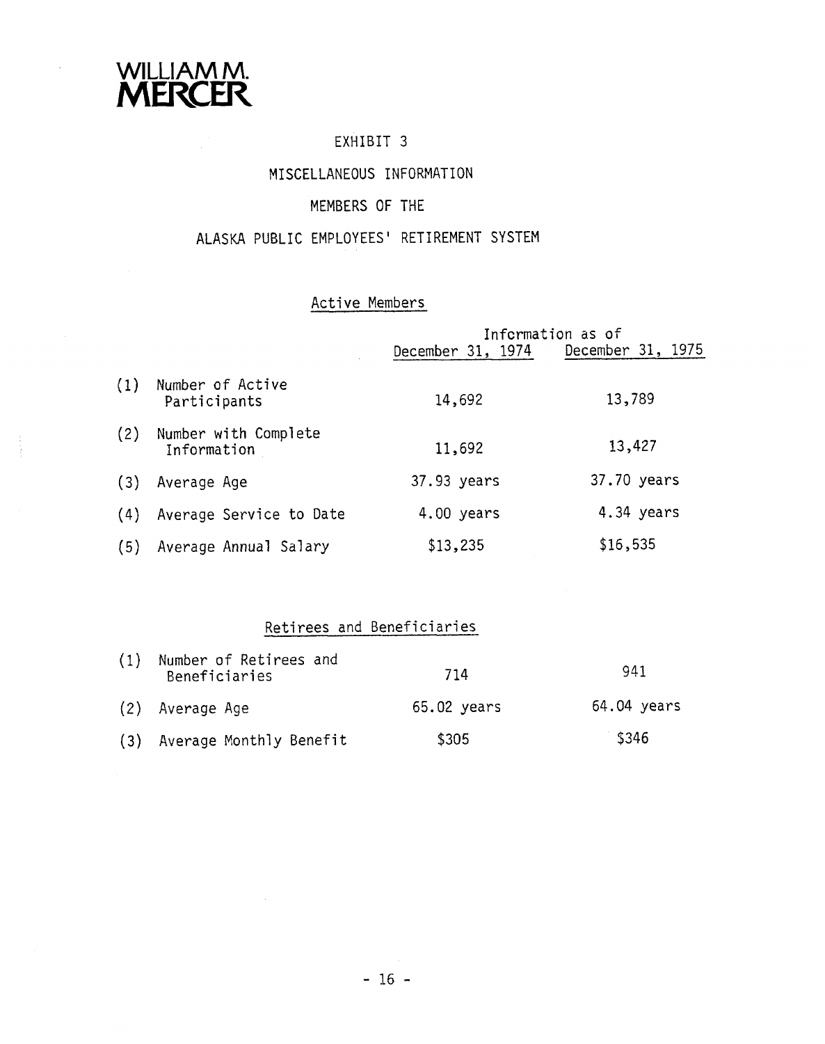WILLIAM M. MERCER

# EXHIBIT 3

## MISCELLANEOUS INFORMATION

## MEMBERS OF THE

## ALASKA PUBLIC EMPLOYEES' RETIREMENT SYSTEM

### Active Members

| | Information as of December 31, 1974 | Information as of December 31, 1975 |
|---|---|---|
| (1) Number of Active Participants | 14,692 | 13,789 |
| (2) Number with Complete Information | 11,692 | 13,427 |
| (3) Average Age | 37.93 years | 37.70 years |
| (4) Average Service to Date | 4.00 years | 4.34 years |
| (5) Average Annual Salary | $13,235 | $16,535 |

### Retirees and Beneficiaries

| | December 31, 1974 | December 31, 1975 |
|---|---|---|
| (1) Number of Retirees and Beneficiaries | 714 | 941 |
| (2) Average Age | 65.02 years | 64.04 years |
| (3) Average Monthly Benefit | $305 | $346 |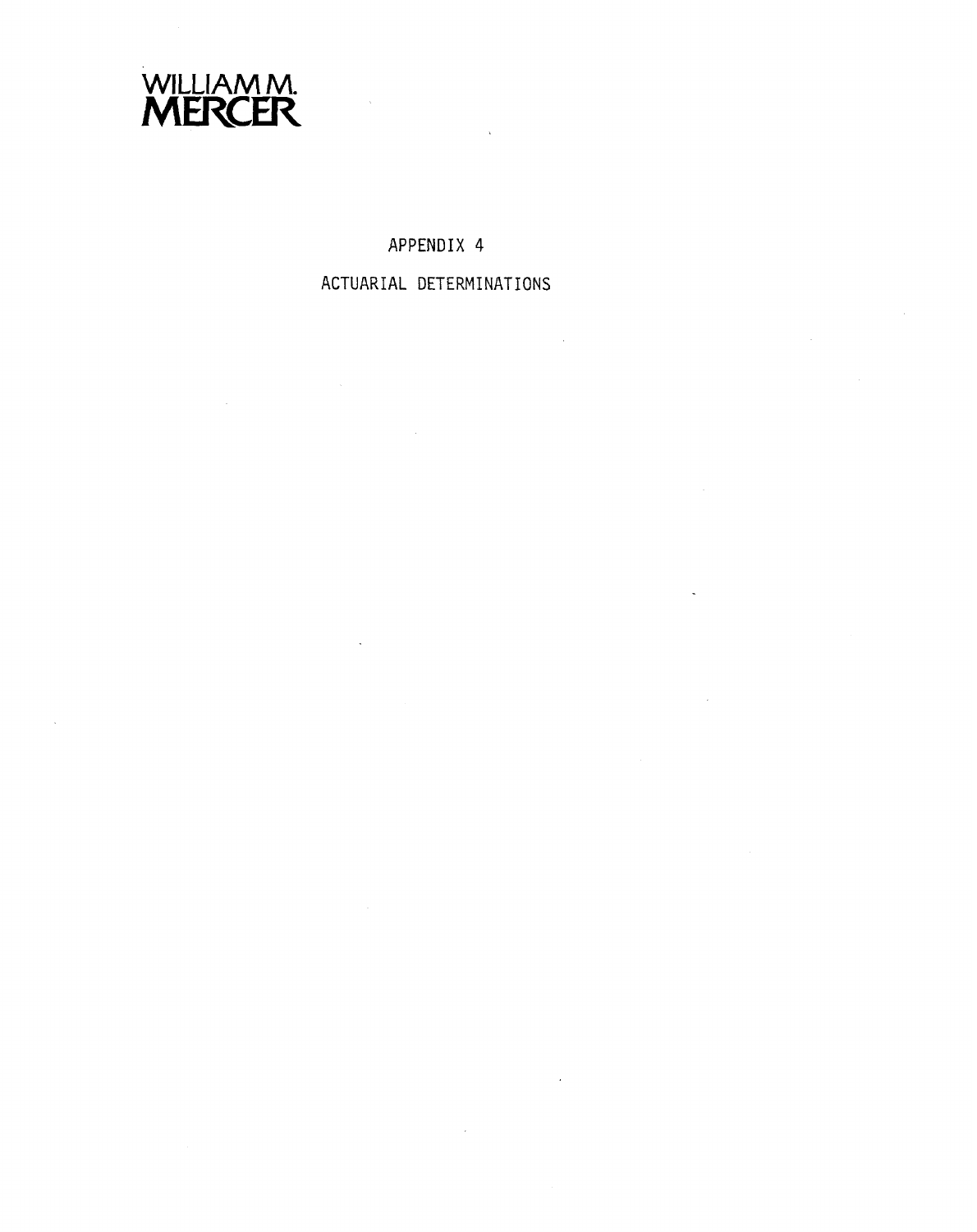WILLIAM M.
MERCER

# APPENDIX 4

## ACTUARIAL DETERMINATIONS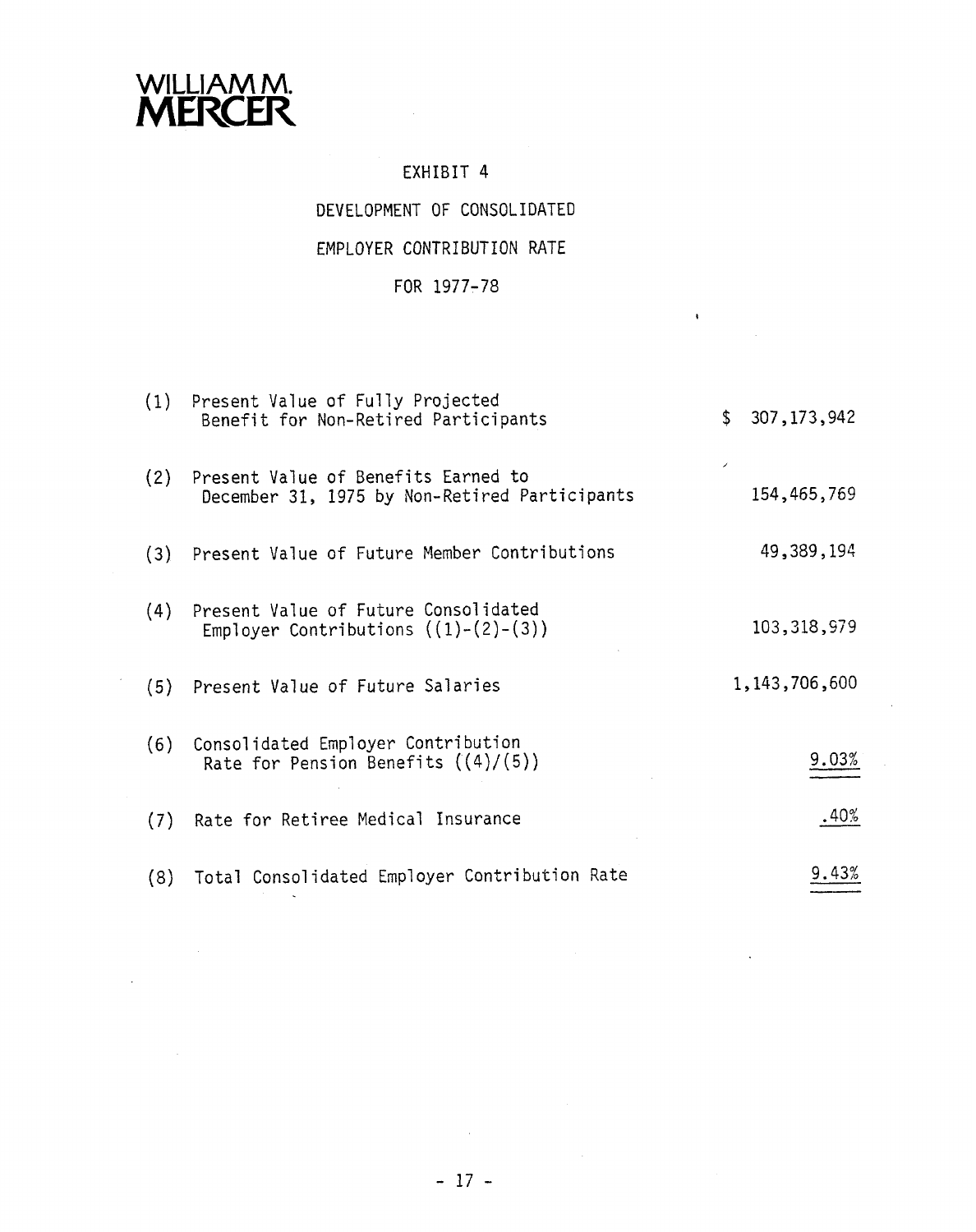WILLIAM M. MERCER

# EXHIBIT 4

## DEVELOPMENT OF CONSOLIDATED EMPLOYER CONTRIBUTION RATE FOR 1977-78

| | | |
|---|---|---|
| (1) | Present Value of Fully Projected Benefit for Non-Retired Participants | $ 307,173,942 |
| (2) | Present Value of Benefits Earned to December 31, 1975 by Non-Retired Participants | 154,465,769 |
| (3) | Present Value of Future Member Contributions | 49,389,194 |
| (4) | Present Value of Future Consolidated Employer Contributions ((1)-(2)-(3)) | 103,318,979 |
| (5) | Present Value of Future Salaries | 1,143,706,600 |
| (6) | Consolidated Employer Contribution Rate for Pension Benefits ((4)/(5)) | 9.03% |
| (7) | Rate for Retiree Medical Insurance | .40% |
| (8) | Total Consolidated Employer Contribution Rate | 9.43% |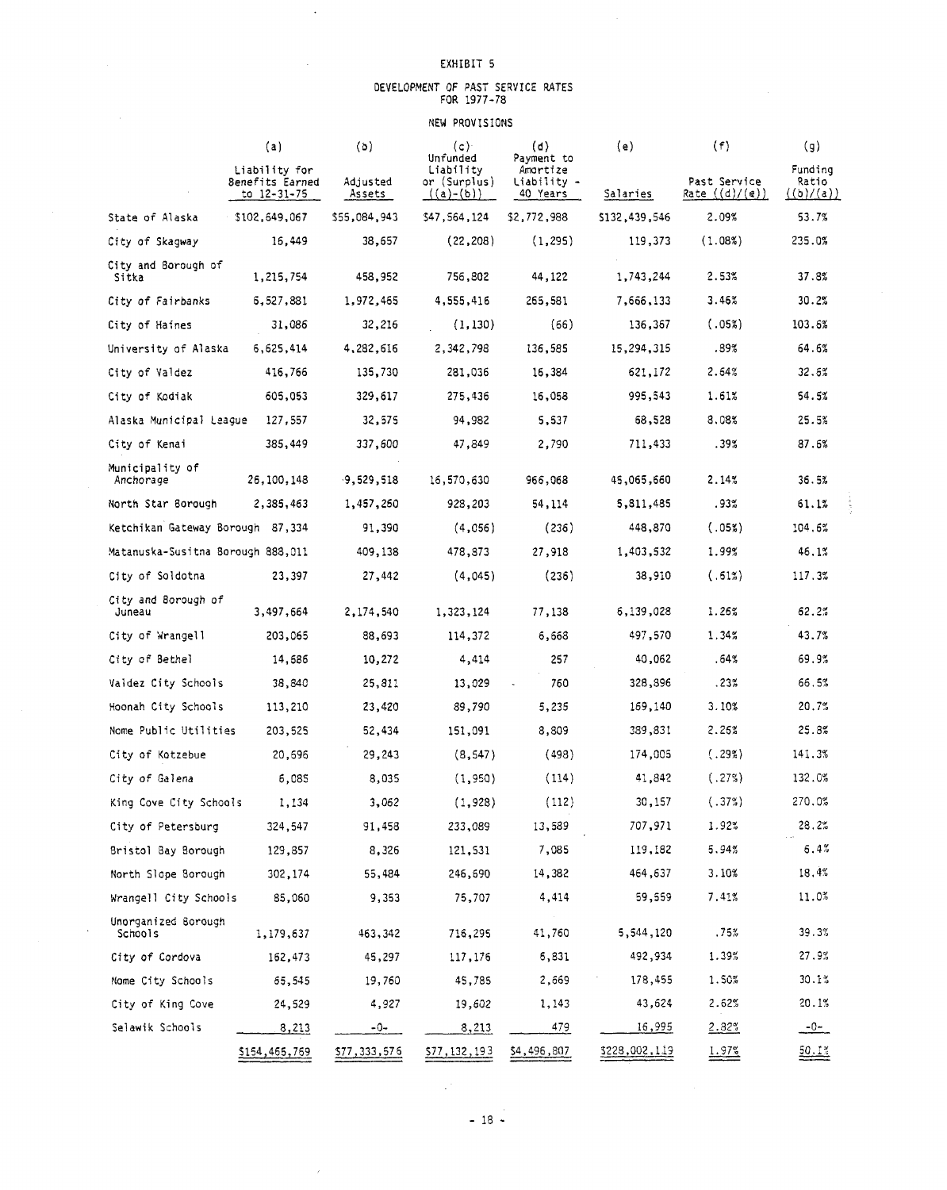EXHIBIT 5

DEVELOPMENT OF PAST SERVICE RATES FOR 1977-78

NEW PROVISIONS

| | (a) Liability for Benefits Earned to 12-31-75 | (b) Adjusted Assets | (c) Unfunded Liability or (Surplus) ((a)-(b)) | (d) Payment to Amortize Liability - 40 Years | (e) Salaries | (f) Past Service Rate ((d)/(e)) | (g) Funding Ratio ((b)/(a)) |
|---|---|---|---|---|---|---|---|
| State of Alaska | $102,649,067 | $55,084,943 | $47,564,124 | $2,772,988 | $132,439,546 | 2.09% | 53.7% |
| City of Skagway | 16,449 | 38,657 | (22,208) | (1,295) | 119,373 | (1.08%) | 235.0% |
| City and Borough of Sitka | 1,215,754 | 458,952 | 756,802 | 44,122 | 1,743,244 | 2.53% | 37.8% |
| City of Fairbanks | 6,527,881 | 1,972,465 | 4,555,416 | 265,581 | 7,666,133 | 3.46% | 30.2% |
| City of Haines | 31,086 | 32,216 | (1,130) | (66) | 136,367 | (.05%) | 103.6% |
| University of Alaska | 6,625,414 | 4,282,616 | 2,342,798 | 136,585 | 15,294,315 | .89% | 64.6% |
| City of Valdez | 416,766 | 135,730 | 281,036 | 16,384 | 621,172 | 2.64% | 32.6% |
| City of Kodiak | 605,053 | 329,617 | 275,436 | 16,058 | 995,543 | 1.61% | 54.5% |
| Alaska Municipal League | 127,557 | 32,575 | 94,982 | 5,537 | 68,528 | 8.08% | 25.5% |
| City of Kenai | 385,449 | 337,600 | 47,849 | 2,790 | 711,433 | .39% | 87.6% |
| Municipality of Anchorage | 26,100,148 | 9,529,518 | 16,570,630 | 966,068 | 45,065,660 | 2.14% | 36.5% |
| North Star Borough | 2,385,463 | 1,457,260 | 928,203 | 54,114 | 5,811,485 | .93% | 61.1% |
| Ketchikan Gateway Borough | 87,334 | 91,390 | (4,056) | (236) | 448,870 | (.05%) | 104.6% |
| Matanuska-Susitna Borough | 888,011 | 409,138 | 478,873 | 27,918 | 1,403,532 | 1.99% | 46.1% |
| City of Soldotna | 23,397 | 27,442 | (4,045) | (236) | 38,910 | (.61%) | 117.3% |
| City and Borough of Juneau | 3,497,664 | 2,174,540 | 1,323,124 | 77,138 | 6,139,028 | 1.26% | 62.2% |
| City of Wrangell | 203,065 | 88,693 | 114,372 | 6,668 | 497,570 | 1.34% | 43.7% |
| City of Bethel | 14,686 | 10,272 | 4,414 | 257 | 40,062 | .64% | 69.9% |
| Valdez City Schools | 38,840 | 25,811 | 13,029 | 760 | 328,896 | .23% | 66.5% |
| Hoonah City Schools | 113,210 | 23,420 | 89,790 | 5,235 | 169,140 | 3.10% | 20.7% |
| Nome Public Utilities | 203,525 | 52,434 | 151,091 | 8,809 | 389,831 | 2.26% | 25.8% |
| City of Kotzebue | 20,696 | 29,243 | (8,547) | (498) | 174,005 | (.29%) | 141.3% |
| City of Galena | 6,085 | 8,035 | (1,950) | (114) | 41,842 | (.27%) | 132.0% |
| King Cove City Schools | 1,134 | 3,062 | (1,928) | (112) | 30,157 | (.37%) | 270.0% |
| City of Petersburg | 324,547 | 91,458 | 233,089 | 13,589 | 707,971 | 1.92% | 28.2% |
| Bristol Bay Borough | 129,857 | 8,326 | 121,531 | 7,085 | 119,182 | 5.94% | 6.4% |
| North Slope Borough | 302,174 | 55,484 | 246,690 | 14,382 | 464,637 | 3.10% | 18.4% |
| Wrangell City Schools | 85,060 | 9,353 | 75,707 | 4,414 | 59,559 | 7.41% | 11.0% |
| Unorganized Borough Schools | 1,179,637 | 463,342 | 716,295 | 41,760 | 5,544,120 | .75% | 39.3% |
| City of Cordova | 162,473 | 45,297 | 117,176 | 6,831 | 492,934 | 1.39% | 27.9% |
| Nome City Schools | 65,545 | 19,760 | 45,785 | 2,669 | 178,455 | 1.50% | 30.1% |
| City of King Cove | 24,529 | 4,927 | 19,602 | 1,143 | 43,624 | 2.62% | 20.1% |
| Selawik Schools | 8,213 | -0- | 8,213 | 479 | 16,995 | 2.82% | -0- |
| | $154,465,769 | $77,333,576 | $77,132,193 | $4,496,807 | $228,002,119 | 1.97% | 50.1% |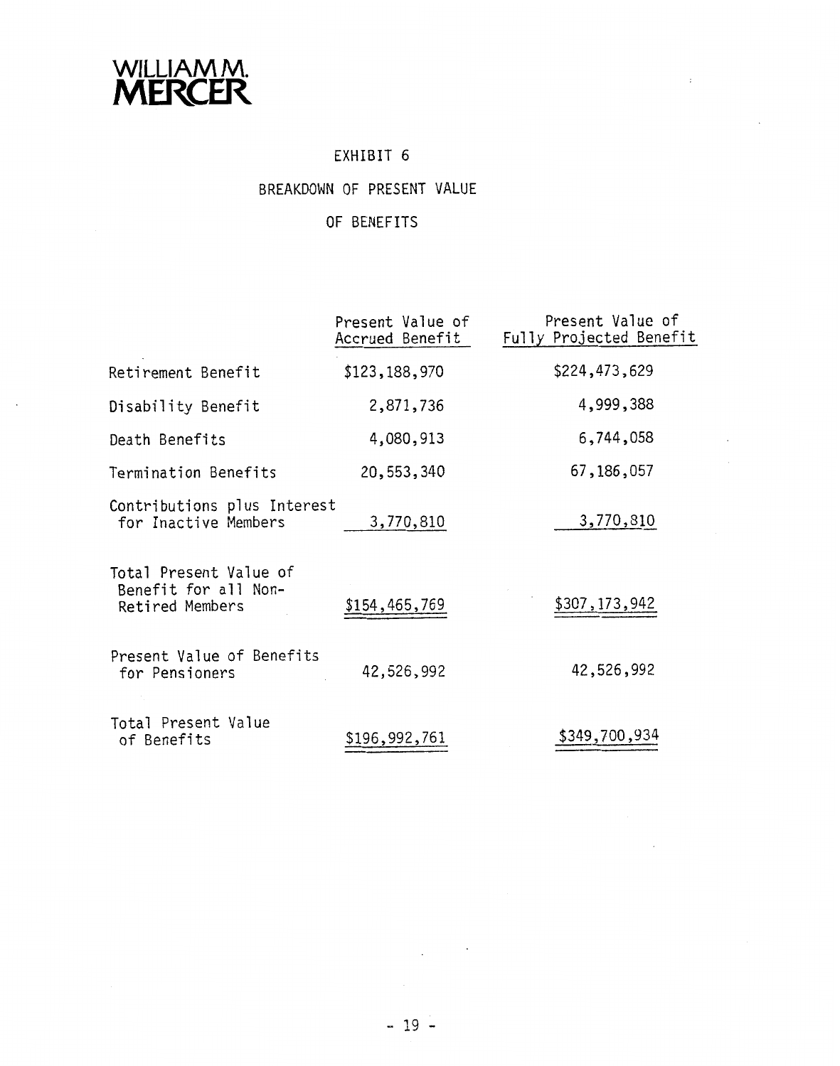WILLIAM M. MERCER

# EXHIBIT 6

## BREAKDOWN OF PRESENT VALUE OF BENEFITS

| | Present Value of Accrued Benefit | Present Value of Fully Projected Benefit |
|---|---|---|
| Retirement Benefit | $123,188,970 | $224,473,629 |
| Disability Benefit | 2,871,736 | 4,999,388 |
| Death Benefits | 4,080,913 | 6,744,058 |
| Termination Benefits | 20,553,340 | 67,186,057 |
| Contributions plus Interest for Inactive Members | 3,770,810 | 3,770,810 |
| Total Present Value of Benefit for all Non-Retired Members | $154,465,769 | $307,173,942 |
| Present Value of Benefits for Pensioners | 42,526,992 | 42,526,992 |
| Total Present Value of Benefits | $196,992,761 | $349,700,934 |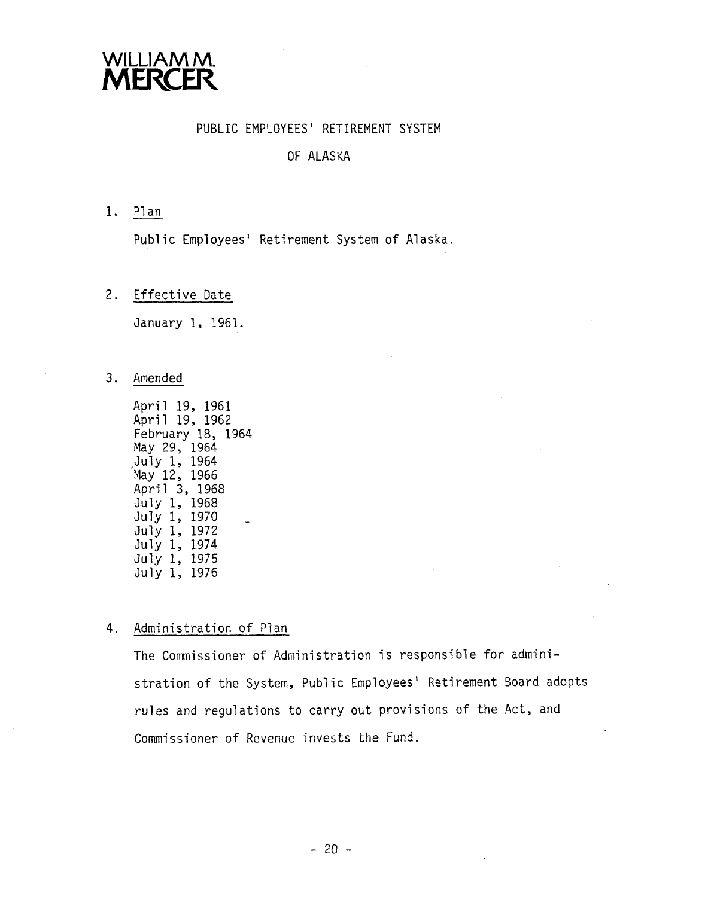**WILLIAM M. MERCER**

# PUBLIC EMPLOYEES' RETIREMENT SYSTEM OF ALASKA

1. Plan

   Public Employees' Retirement System of Alaska.

2. Effective Date

   January 1, 1961.

3. Amended

   April 19, 1961
   April 19, 1962
   February 18, 1964
   May 29, 1964
   July 1, 1964
   May 12, 1966
   April 3, 1968
   July 1, 1968
   July 1, 1970
   July 1, 1972
   July 1, 1974
   July 1, 1975
   July 1, 1976

4. Administration of Plan

   The Commissioner of Administration is responsible for administration of the System, Public Employees' Retirement Board adopts rules and regulations to carry out provisions of the Act, and Commissioner of Revenue invests the Fund.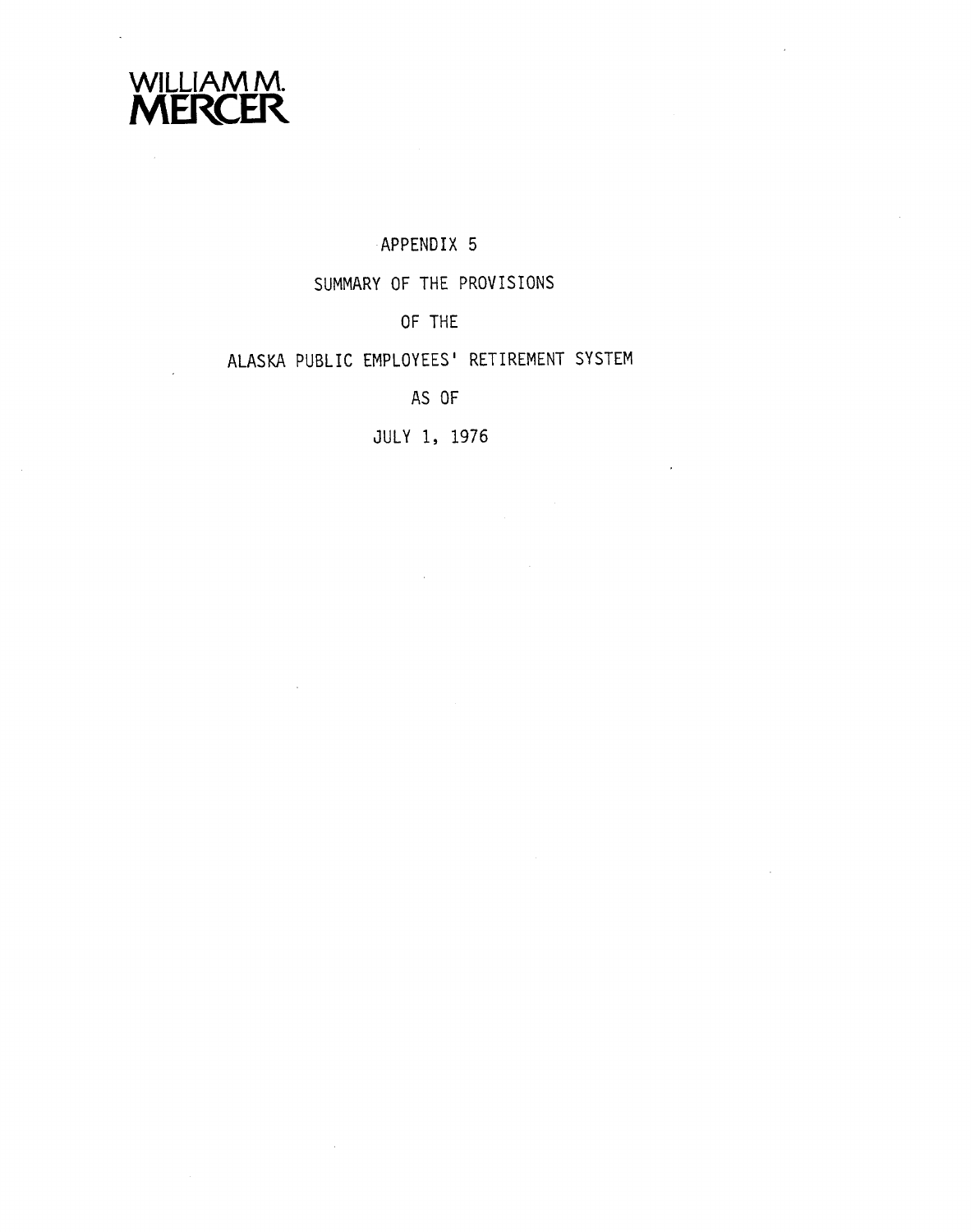WILLIAM M. MERCER

# APPENDIX 5

## SUMMARY OF THE PROVISIONS

## OF THE

## ALASKA PUBLIC EMPLOYEES' RETIREMENT SYSTEM

## AS OF

## JULY 1, 1976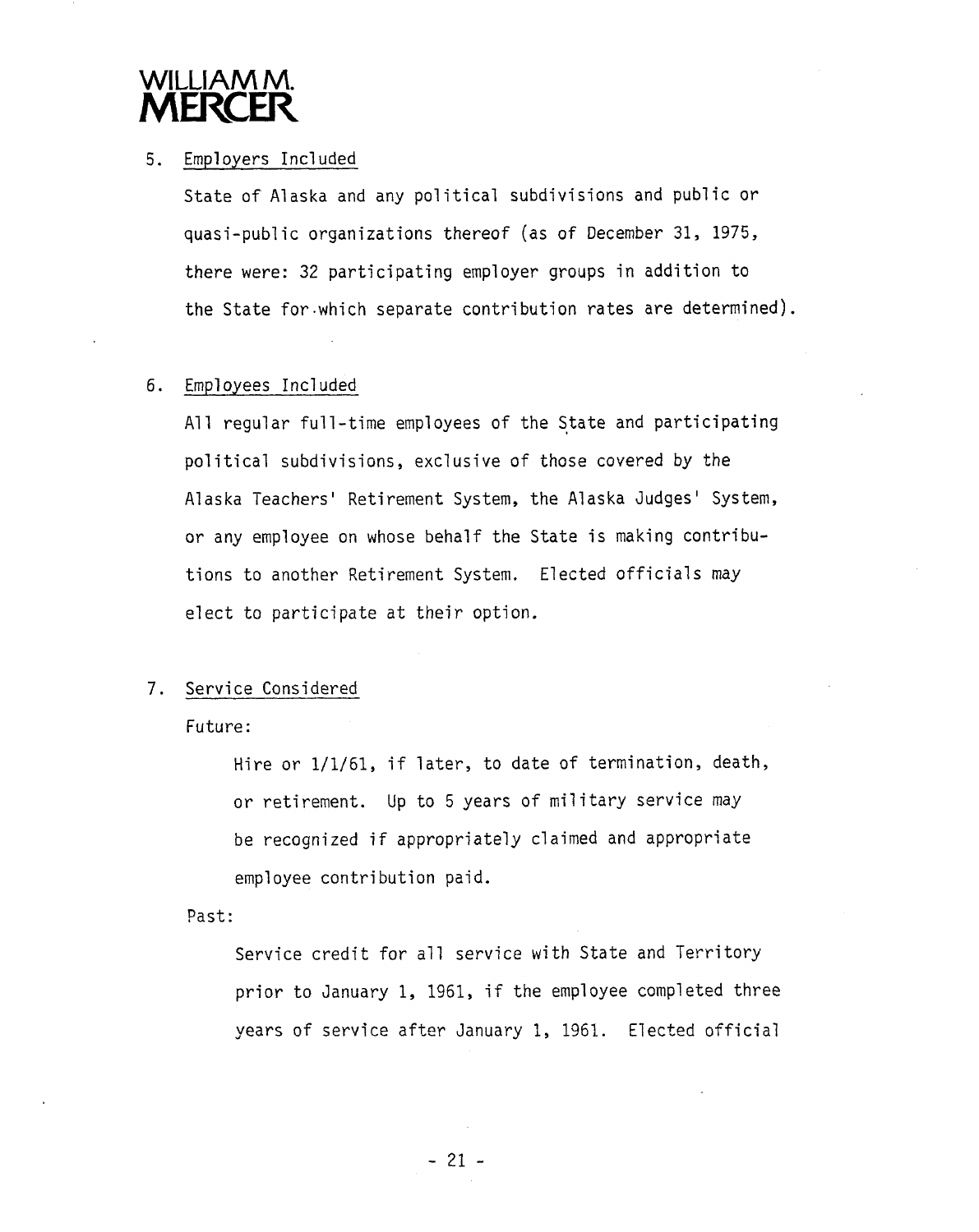5. Employers Included

   State of Alaska and any political subdivisions and public or quasi-public organizations thereof (as of December 31, 1975, there were: 32 participating employer groups in addition to the State for which separate contribution rates are determined).

6. Employees Included

   All regular full-time employees of the State and participating political subdivisions, exclusive of those covered by the Alaska Teachers' Retirement System, the Alaska Judges' System, or any employee on whose behalf the State is making contributions to another Retirement System. Elected officials may elect to participate at their option.

7. Service Considered

   Future:

   Hire or 1/1/61, if later, to date of termination, death, or retirement. Up to 5 years of military service may be recognized if appropriately claimed and appropriate employee contribution paid.

   Past:

   Service credit for all service with State and Territory prior to January 1, 1961, if the employee completed three years of service after January 1, 1961. Elected official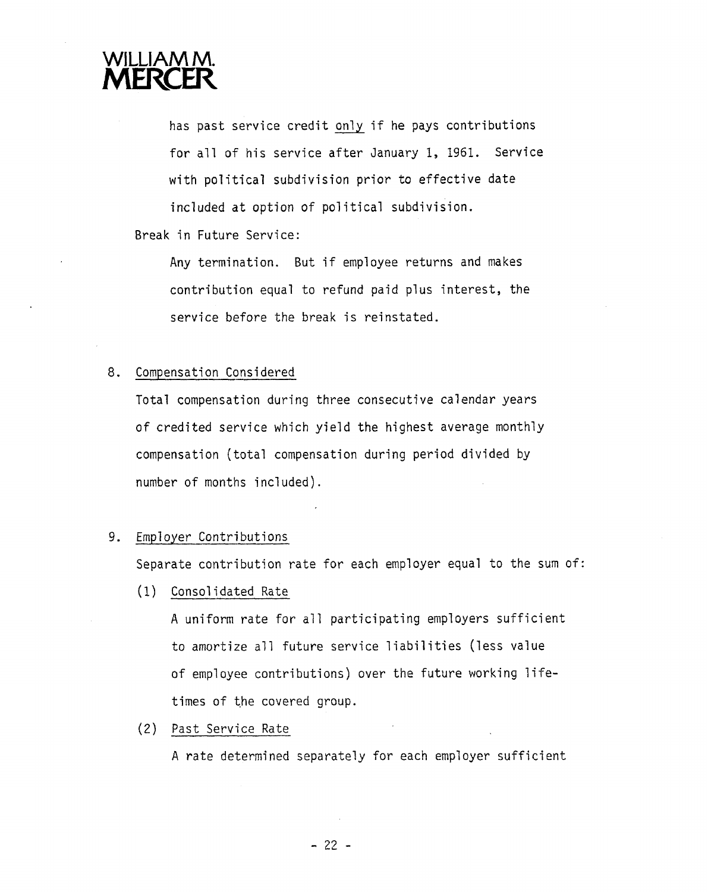has past service credit <u>only</u> if he pays contributions for all of his service after January 1, 1961. Service with political subdivision prior to effective date included at option of political subdivision.

Break in Future Service:

Any termination. But if employee returns and makes contribution equal to refund paid plus interest, the service before the break is reinstated.

8. <u>Compensation Considered</u>

Total compensation during three consecutive calendar years of credited service which yield the highest average monthly compensation (total compensation during period divided by number of months included).

9. <u>Employer Contributions</u>

Separate contribution rate for each employer equal to the sum of:

(1) <u>Consolidated Rate</u>

A uniform rate for all participating employers sufficient to amortize all future service liabilities (less value of employee contributions) over the future working lifetimes of the covered group.

(2) <u>Past Service Rate</u>

A rate determined separately for each employer sufficient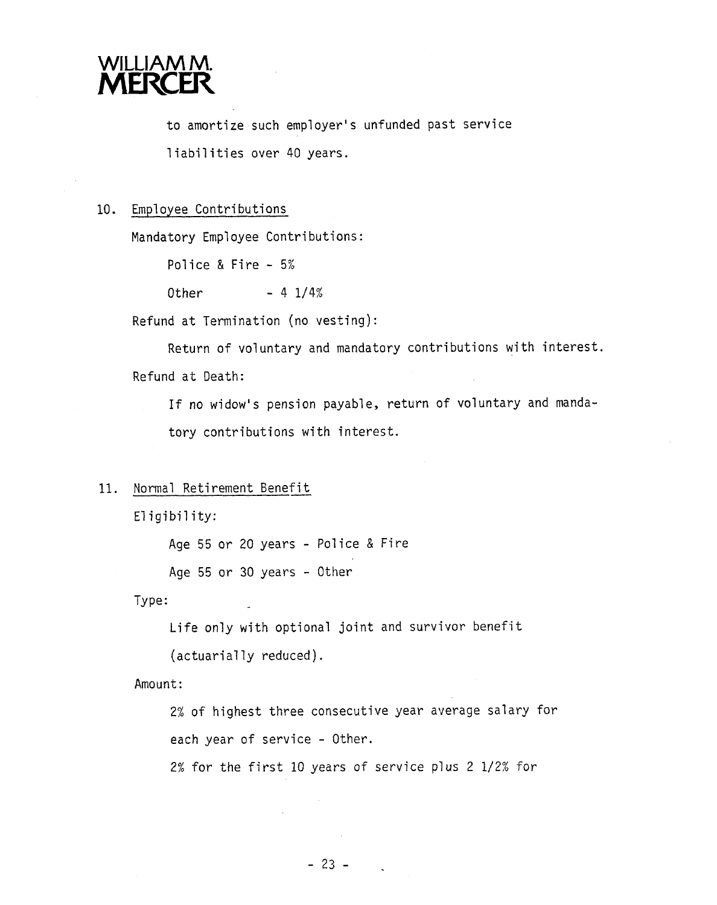to amortize such employer's unfunded past service liabilities over 40 years.

10. Employee Contributions

    Mandatory Employee Contributions:

    Police & Fire - 5%

    Other - 4 1/4%

    Refund at Termination (no vesting):

    Return of voluntary and mandatory contributions with interest.

    Refund at Death:

    If no widow's pension payable, return of voluntary and mandatory contributions with interest.

11. Normal Retirement Benefit

    Eligibility:

    Age 55 or 20 years - Police & Fire

    Age 55 or 30 years - Other

    Type:

    Life only with optional joint and survivor benefit (actuarially reduced).

    Amount:

    2% of highest three consecutive year average salary for each year of service - Other.

    2% for the first 10 years of service plus 2 1/2% for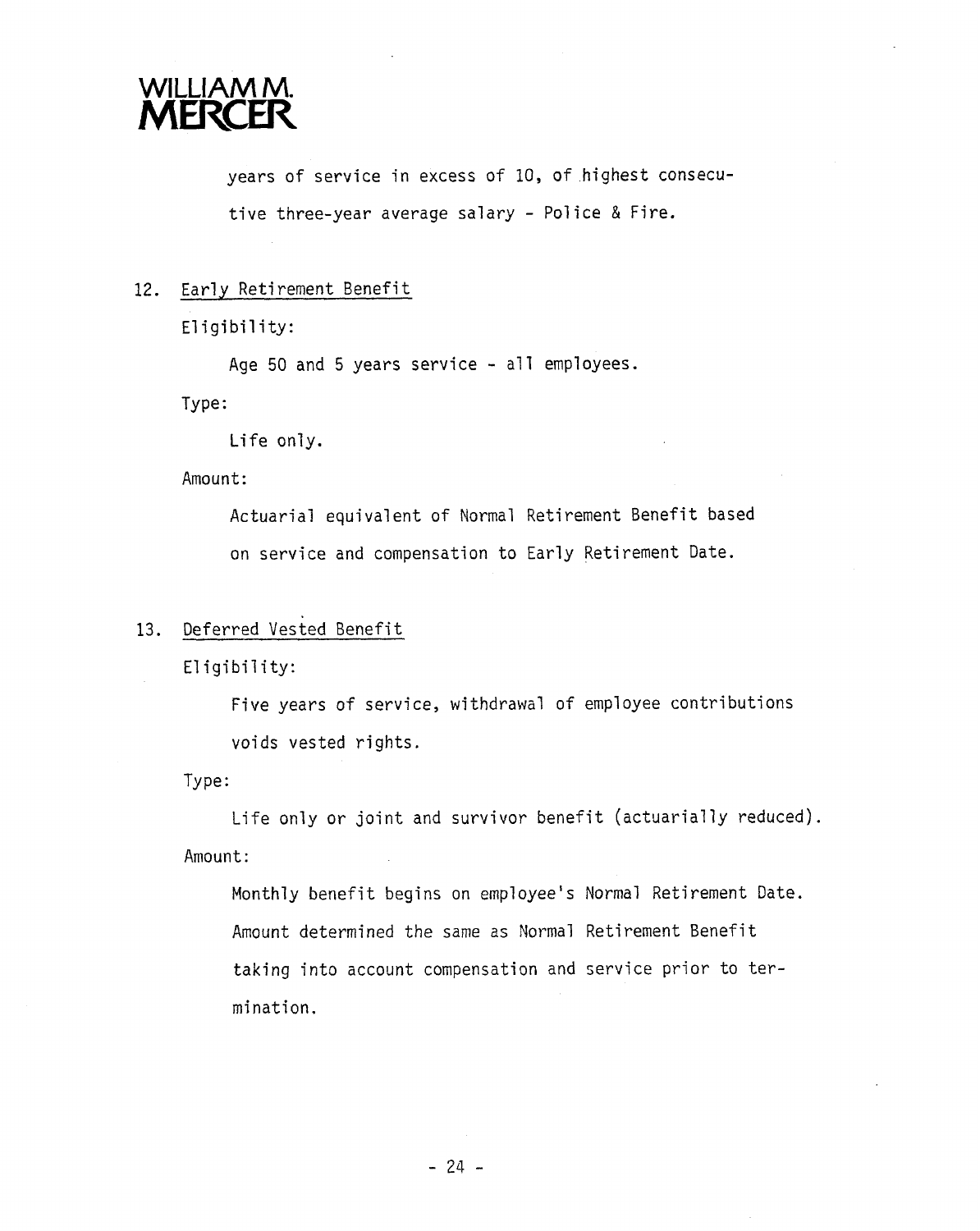years of service in excess of 10, of highest consecutive three-year average salary - Police & Fire.

12. Early Retirement Benefit

    Eligibility:

    Age 50 and 5 years service - all employees.

    Type:

    Life only.

    Amount:

    Actuarial equivalent of Normal Retirement Benefit based on service and compensation to Early Retirement Date.

13. Deferred Vested Benefit

    Eligibility:

    Five years of service, withdrawal of employee contributions voids vested rights.

    Type:

    Life only or joint and survivor benefit (actuarially reduced).

    Amount:

    Monthly benefit begins on employee's Normal Retirement Date. Amount determined the same as Normal Retirement Benefit taking into account compensation and service prior to termination.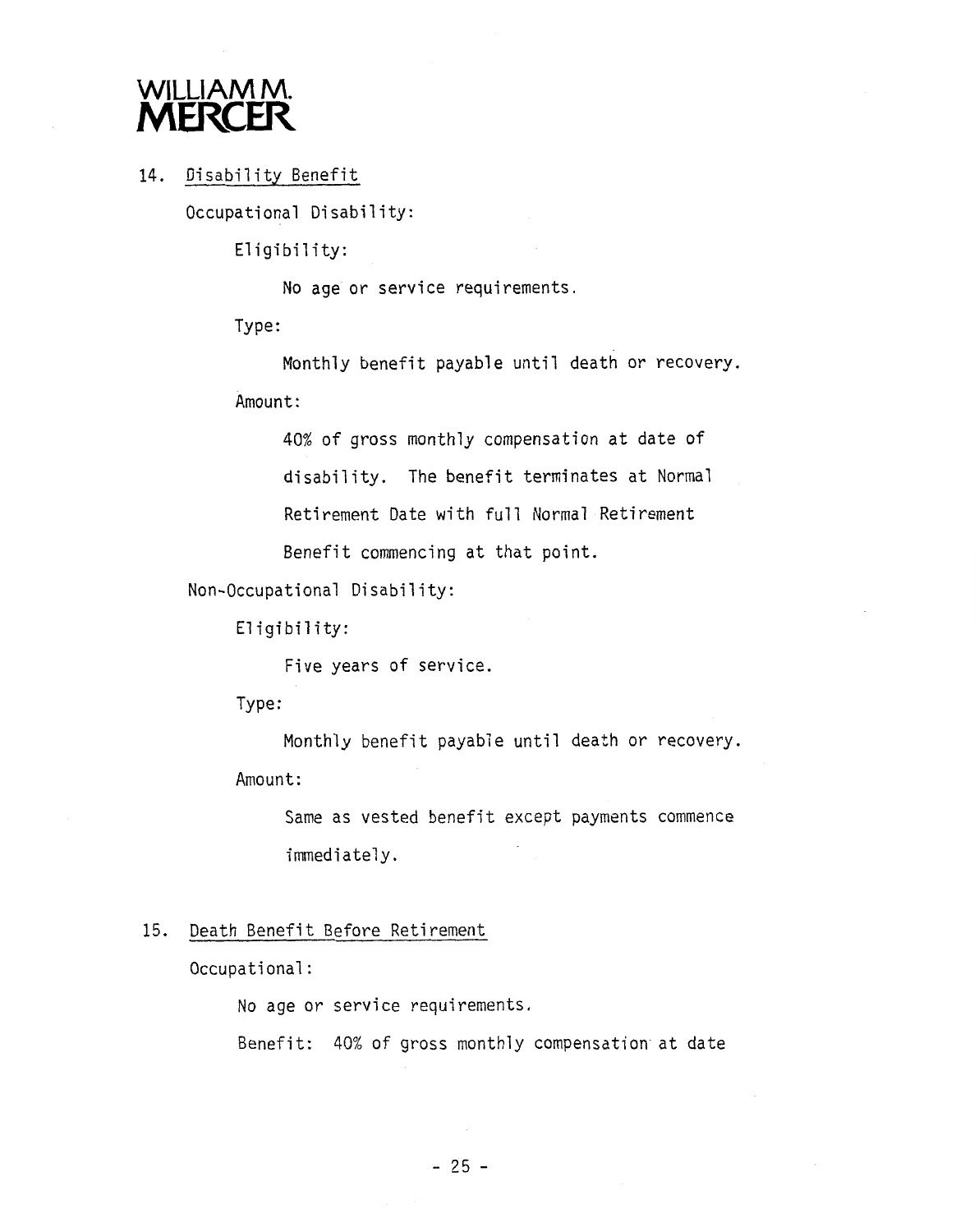**WILLIAM M. MERCER**

14. Disability Benefit

 Occupational Disability:

 Eligibility:

 No age or service requirements.

 Type:

 Monthly benefit payable until death or recovery.

 Amount:

 40% of gross monthly compensation at date of disability. The benefit terminates at Normal Retirement Date with full Normal Retirement Benefit commencing at that point.

 Non-Occupational Disability:

 Eligibility:

 Five years of service.

 Type:

 Monthly benefit payable until death or recovery.

 Amount:

 Same as vested benefit except payments commence immediately.

15. Death Benefit Before Retirement

 Occupational:

 No age or service requirements.

 Benefit: 40% of gross monthly compensation at date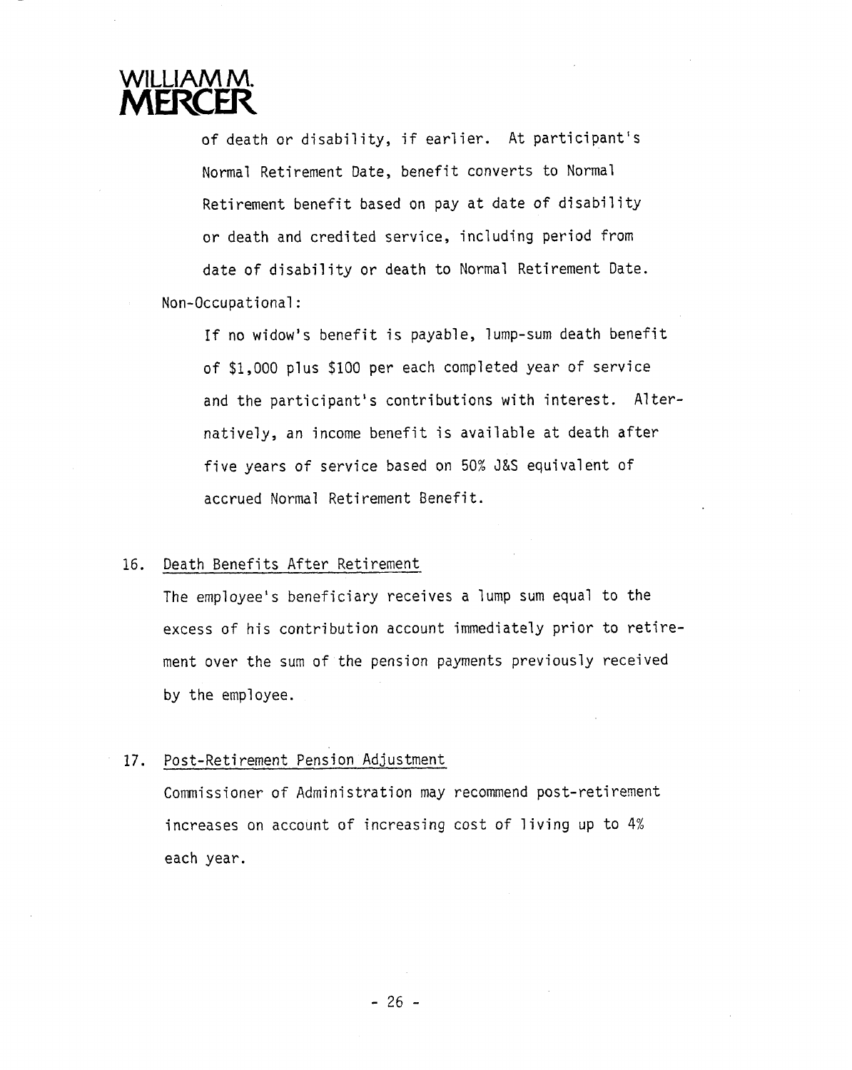of death or disability, if earlier. At participant's Normal Retirement Date, benefit converts to Normal Retirement benefit based on pay at date of disability or death and credited service, including period from date of disability or death to Normal Retirement Date.

Non-Occupational:

If no widow's benefit is payable, lump-sum death benefit of $1,000 plus $100 per each completed year of service and the participant's contributions with interest. Alternatively, an income benefit is available at death after five years of service based on 50% J&S equivalent of accrued Normal Retirement Benefit.

16. Death Benefits After Retirement

The employee's beneficiary receives a lump sum equal to the excess of his contribution account immediately prior to retirement over the sum of the pension payments previously received by the employee.

17. Post-Retirement Pension Adjustment

Commissioner of Administration may recommend post-retirement increases on account of increasing cost of living up to 4% each year.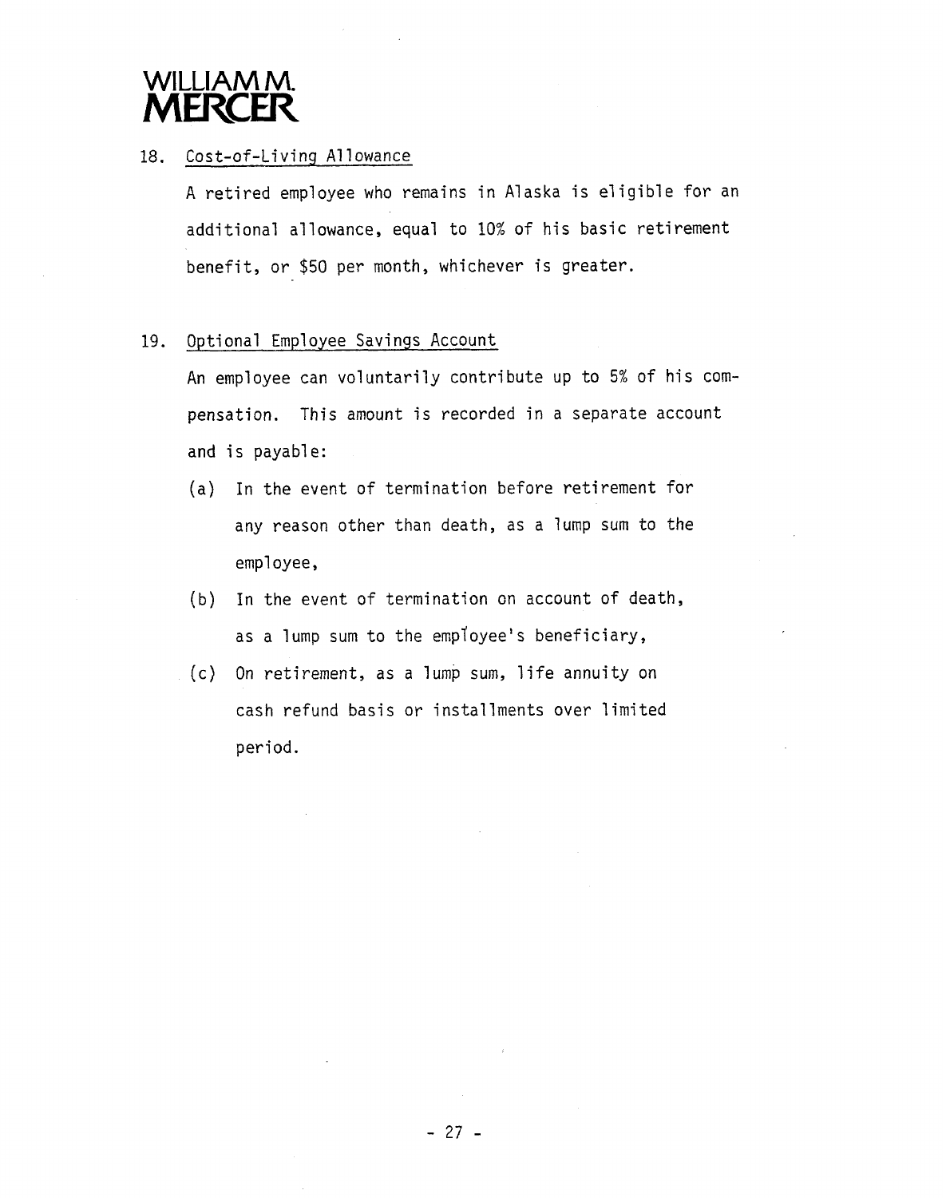18. Cost-of-Living Allowance

    A retired employee who remains in Alaska is eligible for an additional allowance, equal to 10% of his basic retirement benefit, or $50 per month, whichever is greater.

19. Optional Employee Savings Account

    An employee can voluntarily contribute up to 5% of his compensation. This amount is recorded in a separate account and is payable:

    (a) In the event of termination before retirement for any reason other than death, as a lump sum to the employee,

    (b) In the event of termination on account of death, as a lump sum to the employee's beneficiary,

    (c) On retirement, as a lump sum, life annuity on cash refund basis or installments over limited period.